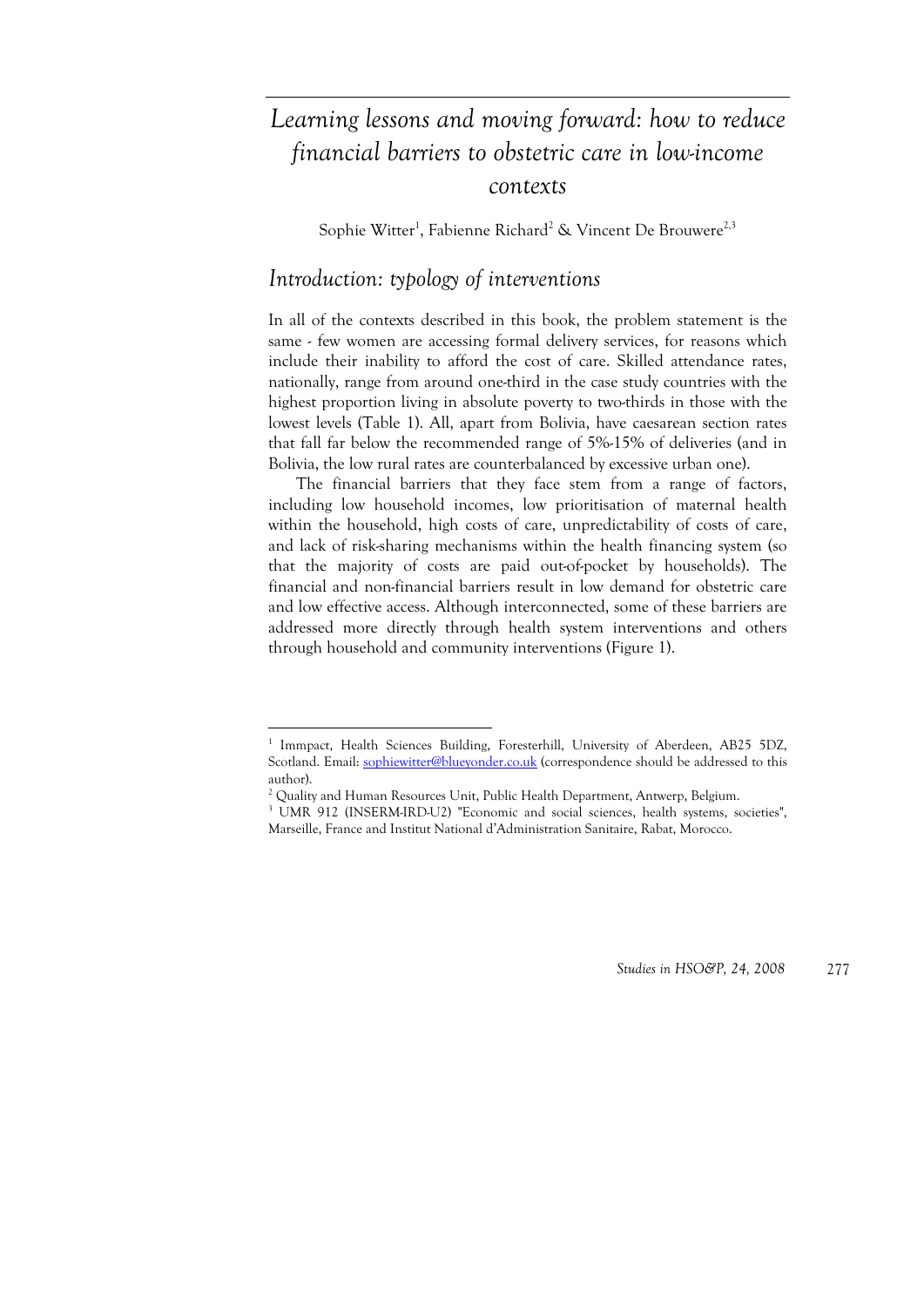# Learning lessons and moving forward: how to reduce financial barriers to obstetric care in low-income contexts

Sophie Witter[1], Fabienne Richard[2] & Vincent De Brouwere[2,3]

## Introduction: typology of interventions

In all of the contexts described in this book, the problem statement is the same - few women are accessing formal delivery services, for reasons which include their inability to afford the cost of care. Skilled attendance rates, nationally, range from around one-third in the case study countries with the highest proportion living in absolute poverty to two-thirds in those with the lowest levels (Table 1). All, apart from Bolivia, have caesarean section rates that fall far below the recommended range of 5%-15% of deliveries (and in Bolivia, the low rural rates are counterbalanced by excessive urban one).

The financial barriers that they face stem from a range of factors, including low household incomes, low prioritisation of maternal health within the household, high costs of care, unpredictability of costs of care, and lack of risk-sharing mechanisms within the health financing system (so that the majority of costs are paid out-of-pocket by households). The financial and non-financial barriers result in low demand for obstetric care and low effective access. Although interconnected, some of these barriers are addressed more directly through health system interventions and others through household and community interventions (Figure 1).

---

[1] Immpact, Health Sciences Building, Foresterhill, University of Aberdeen, AB25 5DZ, Scotland. Email: sophiewitter@blueyonder.co.uk (correspondence should be addressed to this author).

[2] Quality and Human Resources Unit, Public Health Department, Antwerp, Belgium.

[3] UMR 912 (INSERM-IRD-U2) "Economic and social sciences, health systems, societies", Marseille, France and Institut National d'Administration Sanitaire, Rabat, Morocco.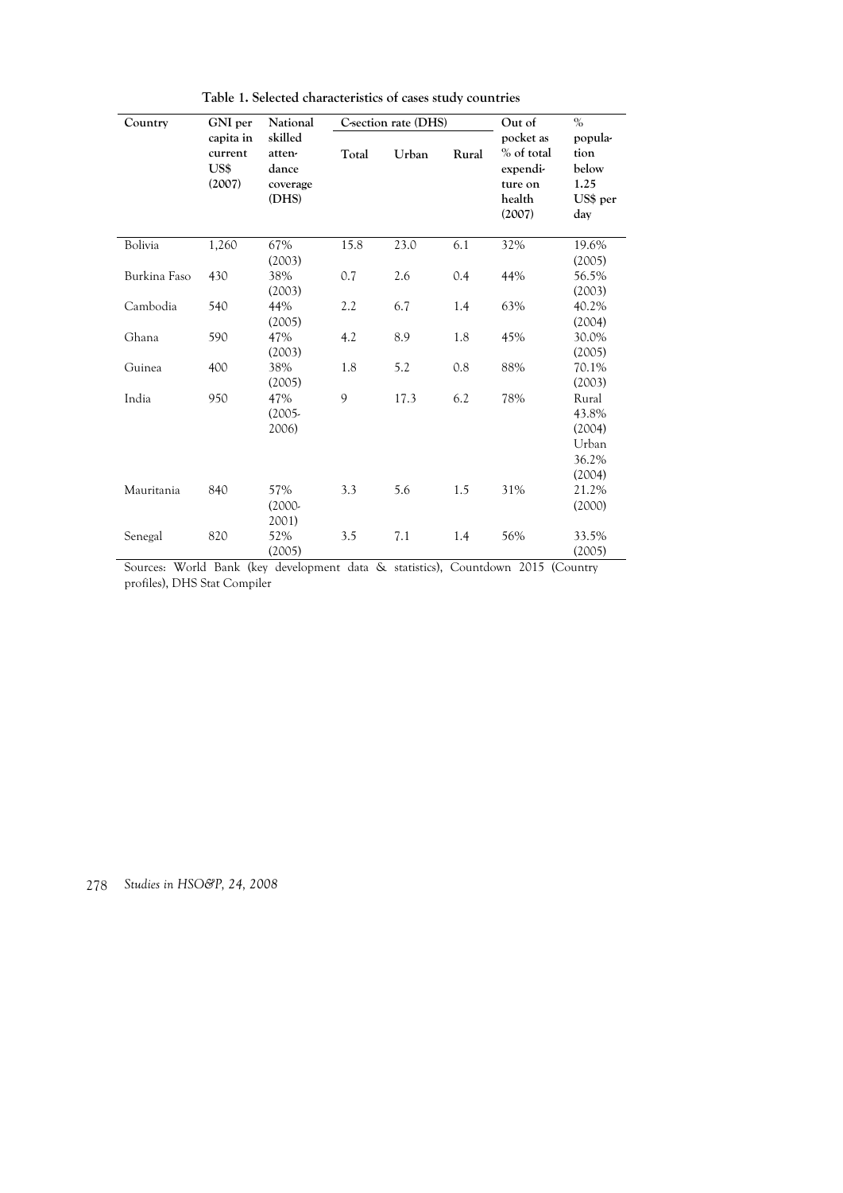**Table 1. Selected characteristics of cases study countries**

| Country | GNI per capita in current US$ (2007) | National skilled atten-dance coverage (DHS) | C-section rate (DHS) | | | Out of pocket as % of total expendi-ture on health (2007) | % popula-tion below 1.25 US$ per day |
|---|---|---|---|---|---|---|---|
| | | | Total | Urban | Rural | | |
| Bolivia | 1,260 | 67% (2003) | 15.8 | 23.0 | 6.1 | 32% | 19.6% (2005) |
| Burkina Faso | 430 | 38% (2003) | 0.7 | 2.6 | 0.4 | 44% | 56.5% (2003) |
| Cambodia | 540 | 44% (2005) | 2.2 | 6.7 | 1.4 | 63% | 40.2% (2004) |
| Ghana | 590 | 47% (2003) | 4.2 | 8.9 | 1.8 | 45% | 30.0% (2005) |
| Guinea | 400 | 38% (2005) | 1.8 | 5.2 | 0.8 | 88% | 70.1% (2003) |
| India | 950 | 47% (2005-2006) | 9 | 17.3 | 6.2 | 78% | Rural 43.8% (2004) Urban 36.2% (2004) |
| Mauritania | 840 | 57% (2000-2001) | 3.3 | 5.6 | 1.5 | 31% | 21.2% (2000) |
| Senegal | 820 | 52% (2005) | 3.5 | 7.1 | 1.4 | 56% | 33.5% (2005) |

Sources: World Bank (key development data & statistics), Countdown 2015 (Country profiles), DHS Stat Compiler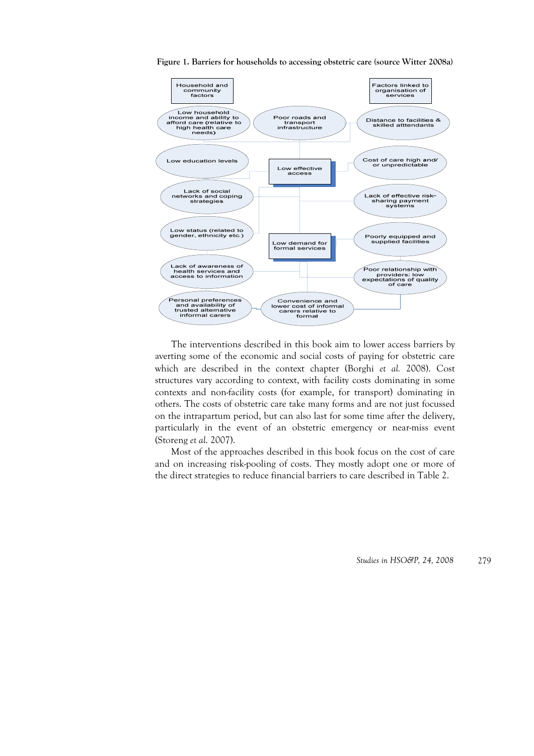**Figure 1. Barriers for households to accessing obstetric care (source Witter 2008a)**

Household and community factors

Factors linked to organisation of services

Low household income and ability to afford care (relative to high health care needs)

Poor roads and transport infrastructure

Distance to facilities & skilled atttendants

Low education levels

Low effective access

Cost of care high and/ or unpredictable

Lack of social networks and coping strategies

Lack of effective risk-sharing payment systems

Low status (related to gender, ethnicity etc.)

Low demand for formal services

Poorly equipped and supplied facilities

Lack of awareness of health services and access to information

Poor relationship with providers; low expectations of quality of care

Personal preferences and availability of trusted alternative informal carers

Convenience and lower cost of informal carers relative to formal

The interventions described in this book aim to lower access barriers by averting some of the economic and social costs of paying for obstetric care which are described in the context chapter (Borghi *et al.* 2008). Cost structures vary according to context, with facility costs dominating in some contexts and non-facility costs (for example, for transport) dominating in others. The costs of obstetric care take many forms and are not just focussed on the intrapartum period, but can also last for some time after the delivery, particularly in the event of an obstetric emergency or near-miss event (Storeng *et al.* 2007).

Most of the approaches described in this book focus on the cost of care and on increasing risk-pooling of costs. They mostly adopt one or more of the direct strategies to reduce financial barriers to care described in Table 2.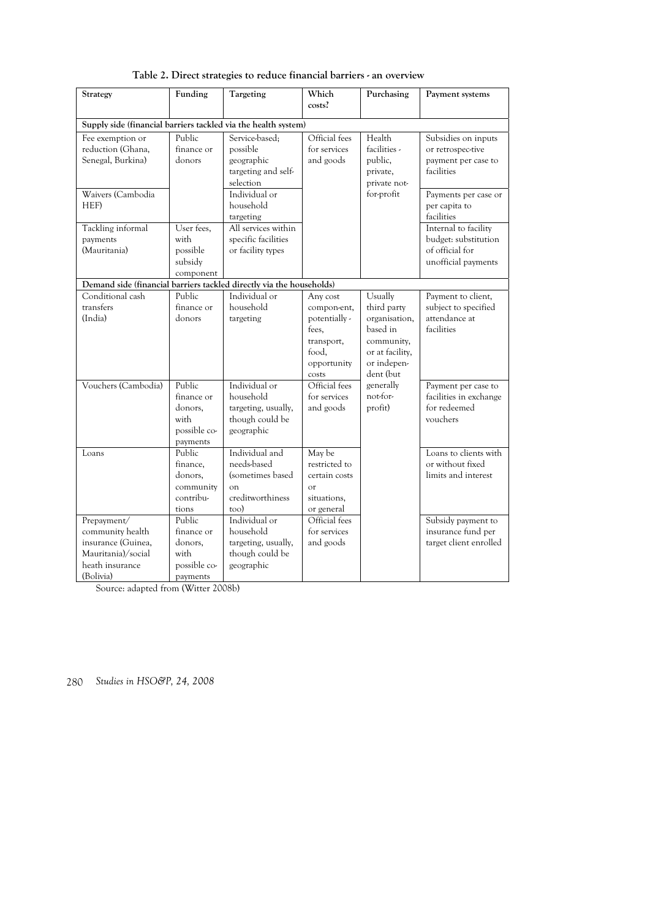**Table 2. Direct strategies to reduce financial barriers - an overview**

| Strategy | Funding | Targeting | Which costs? | Purchasing | Payment systems |
|---|---|---|---|---|---|
| **Supply side (financial barriers tackled via the health system)** | | | | | |
| Fee exemption or reduction (Ghana, Senegal, Burkina) | Public finance or donors | Service-based; possible geographic targeting and self-selection | Official fees for services and goods | Health facilities - public, private, private not-for-profit | Subsidies on inputs or retrospec-tive payment per case to facilities |
| Waivers (Cambodia HEF) | | Individual or household targeting | | | Payments per case or per capita to facilities |
| Tackling informal payments (Mauritania) | User fees, with possible subsidy component | All services within specific facilities or facility types | | | Internal to facility budget: substitution of official for unofficial payments |
| **Demand side (financial barriers tackled directly via the households)** | | | | | |
| Conditional cash transfers (India) | Public finance or donors | Individual or household targeting | Any cost compon-ent, potentially - fees, transport, food, opportunity costs | Usually third party organisation, based in community, or at facility, or indepen-dent (but generally not-for-profit) | Payment to client, subject to specified attendance at facilities |
| Vouchers (Cambodia) | Public finance or donors, with possible co-payments | Individual or household targeting, usually, though could be geographic | Official fees for services and goods | | Payment per case to facilities in exchange for redeemed vouchers |
| Loans | Public finance, donors, community contribu-tions | Individual and needs-based (sometimes based on creditworthiness too) | May be restricted to certain costs or situations, or general | | Loans to clients with or without fixed limits and interest |
| Prepayment/ community health insurance (Guinea, Mauritania)/social heath insurance (Bolivia) | Public finance or donors, with possible co-payments | Individual or household targeting, usually, though could be geographic | Official fees for services and goods | | Subsidy payment to insurance fund per target client enrolled |

Source: adapted from (Witter 2008b)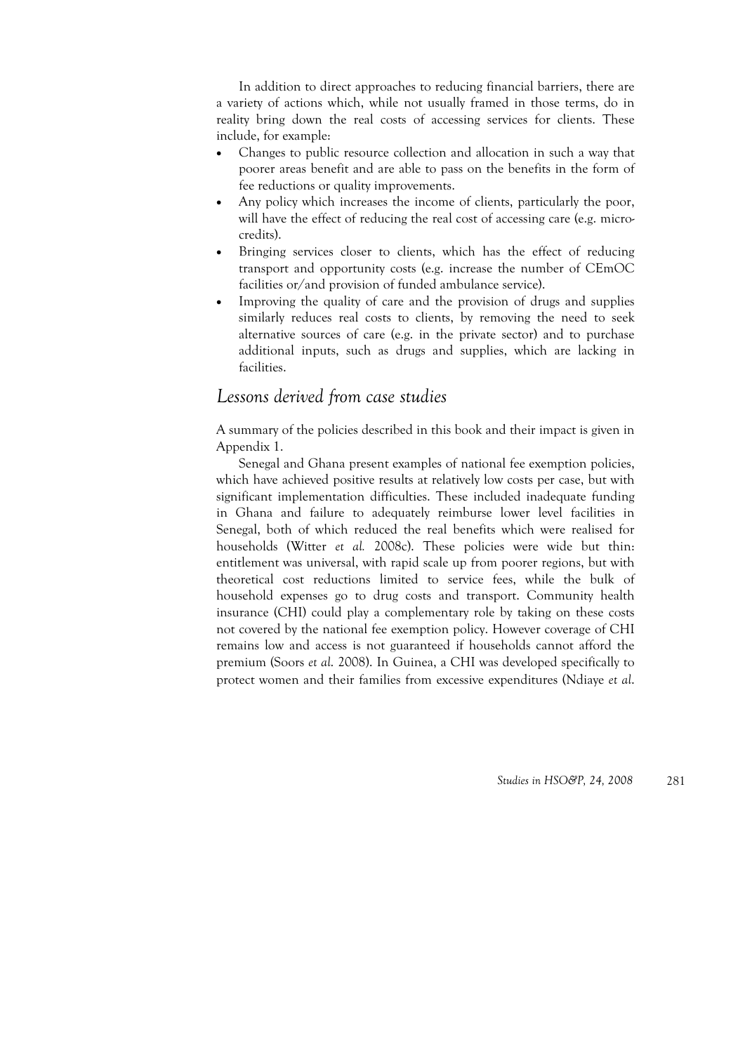In addition to direct approaches to reducing financial barriers, there are a variety of actions which, while not usually framed in those terms, do in reality bring down the real costs of accessing services for clients. These include, for example:

- Changes to public resource collection and allocation in such a way that poorer areas benefit and are able to pass on the benefits in the form of fee reductions or quality improvements.
- Any policy which increases the income of clients, particularly the poor, will have the effect of reducing the real cost of accessing care (e.g. micro-credits).
- Bringing services closer to clients, which has the effect of reducing transport and opportunity costs (e.g. increase the number of CEmOC facilities or/and provision of funded ambulance service).
- Improving the quality of care and the provision of drugs and supplies similarly reduces real costs to clients, by removing the need to seek alternative sources of care (e.g. in the private sector) and to purchase additional inputs, such as drugs and supplies, which are lacking in facilities.

## *Lessons derived from case studies*

A summary of the policies described in this book and their impact is given in Appendix 1.

Senegal and Ghana present examples of national fee exemption policies, which have achieved positive results at relatively low costs per case, but with significant implementation difficulties. These included inadequate funding in Ghana and failure to adequately reimburse lower level facilities in Senegal, both of which reduced the real benefits which were realised for households (Witter *et al.* 2008c). These policies were wide but thin: entitlement was universal, with rapid scale up from poorer regions, but with theoretical cost reductions limited to service fees, while the bulk of household expenses go to drug costs and transport. Community health insurance (CHI) could play a complementary role by taking on these costs not covered by the national fee exemption policy. However coverage of CHI remains low and access is not guaranteed if households cannot afford the premium (Soors *et al.* 2008). In Guinea, a CHI was developed specifically to protect women and their families from excessive expenditures (Ndiaye *et al.*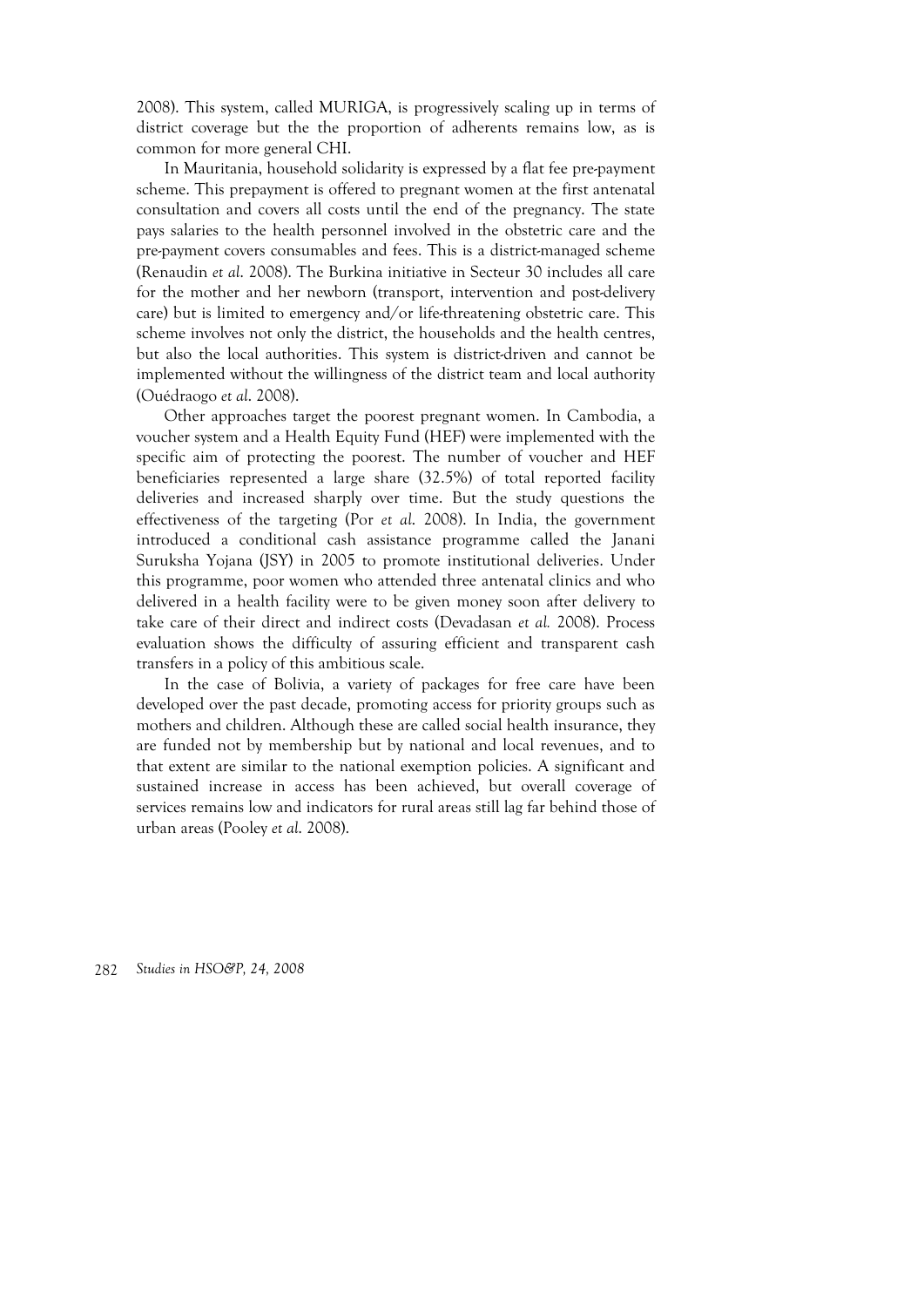2008). This system, called MURIGA, is progressively scaling up in terms of district coverage but the the proportion of adherents remains low, as is common for more general CHI.

In Mauritania, household solidarity is expressed by a flat fee pre-payment scheme. This prepayment is offered to pregnant women at the first antenatal consultation and covers all costs until the end of the pregnancy. The state pays salaries to the health personnel involved in the obstetric care and the pre-payment covers consumables and fees. This is a district-managed scheme (Renaudin *et al.* 2008). The Burkina initiative in Secteur 30 includes all care for the mother and her newborn (transport, intervention and post-delivery care) but is limited to emergency and/or life-threatening obstetric care. This scheme involves not only the district, the households and the health centres, but also the local authorities. This system is district-driven and cannot be implemented without the willingness of the district team and local authority (Ouédraogo *et al.* 2008).

Other approaches target the poorest pregnant women. In Cambodia, a voucher system and a Health Equity Fund (HEF) were implemented with the specific aim of protecting the poorest. The number of voucher and HEF beneficiaries represented a large share (32.5%) of total reported facility deliveries and increased sharply over time. But the study questions the effectiveness of the targeting (Por *et al.* 2008). In India, the government introduced a conditional cash assistance programme called the Janani Suruksha Yojana (JSY) in 2005 to promote institutional deliveries. Under this programme, poor women who attended three antenatal clinics and who delivered in a health facility were to be given money soon after delivery to take care of their direct and indirect costs (Devadasan *et al.* 2008). Process evaluation shows the difficulty of assuring efficient and transparent cash transfers in a policy of this ambitious scale.

In the case of Bolivia, a variety of packages for free care have been developed over the past decade, promoting access for priority groups such as mothers and children. Although these are called social health insurance, they are funded not by membership but by national and local revenues, and to that extent are similar to the national exemption policies. A significant and sustained increase in access has been achieved, but overall coverage of services remains low and indicators for rural areas still lag far behind those of urban areas (Pooley *et al.* 2008).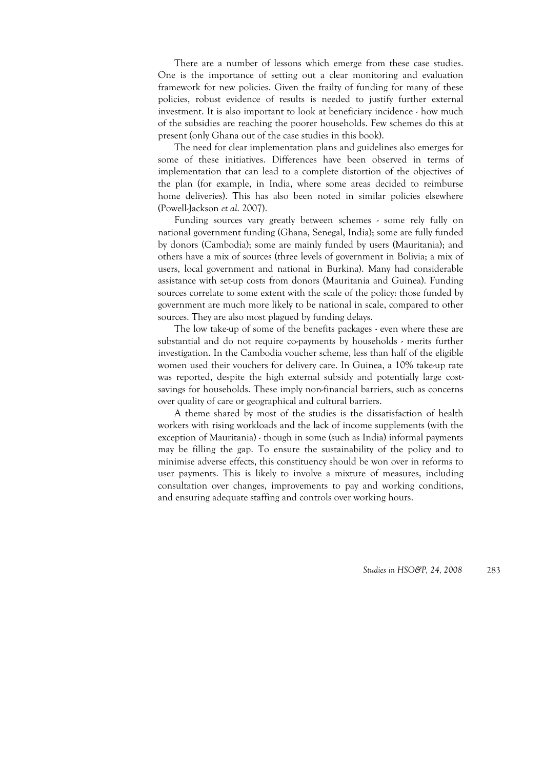There are a number of lessons which emerge from these case studies. One is the importance of setting out a clear monitoring and evaluation framework for new policies. Given the frailty of funding for many of these policies, robust evidence of results is needed to justify further external investment. It is also important to look at beneficiary incidence - how much of the subsidies are reaching the poorer households. Few schemes do this at present (only Ghana out of the case studies in this book).

The need for clear implementation plans and guidelines also emerges for some of these initiatives. Differences have been observed in terms of implementation that can lead to a complete distortion of the objectives of the plan (for example, in India, where some areas decided to reimburse home deliveries). This has also been noted in similar policies elsewhere (Powell-Jackson *et al.* 2007).

Funding sources vary greatly between schemes - some rely fully on national government funding (Ghana, Senegal, India); some are fully funded by donors (Cambodia); some are mainly funded by users (Mauritania); and others have a mix of sources (three levels of government in Bolivia; a mix of users, local government and national in Burkina). Many had considerable assistance with set-up costs from donors (Mauritania and Guinea). Funding sources correlate to some extent with the scale of the policy: those funded by government are much more likely to be national in scale, compared to other sources. They are also most plagued by funding delays.

The low take-up of some of the benefits packages - even where these are substantial and do not require co-payments by households - merits further investigation. In the Cambodia voucher scheme, less than half of the eligible women used their vouchers for delivery care. In Guinea, a 10% take-up rate was reported, despite the high external subsidy and potentially large cost-savings for households. These imply non-financial barriers, such as concerns over quality of care or geographical and cultural barriers.

A theme shared by most of the studies is the dissatisfaction of health workers with rising workloads and the lack of income supplements (with the exception of Mauritania) - though in some (such as India) informal payments may be filling the gap. To ensure the sustainability of the policy and to minimise adverse effects, this constituency should be won over in reforms to user payments. This is likely to involve a mixture of measures, including consultation over changes, improvements to pay and working conditions, and ensuring adequate staffing and controls over working hours.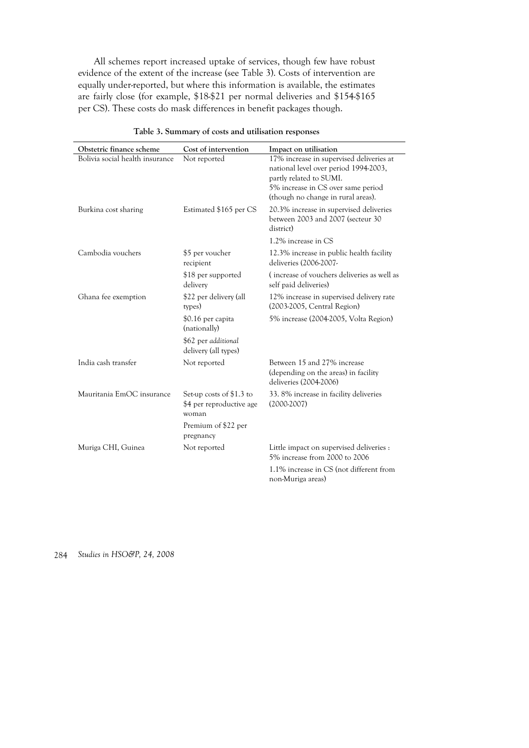All schemes report increased uptake of services, though few have robust evidence of the extent of the increase (see Table 3). Costs of intervention are equally under-reported, but where this information is available, the estimates are fairly close (for example, $18-$21 per normal deliveries and $154-$165 per CS). These costs do mask differences in benefit packages though.

**Table 3. Summary of costs and utilisation responses**

| Obstetric finance scheme | Cost of intervention | Impact on utilisation |
|---|---|---|
| Bolivia social health insurance | Not reported | 17% increase in supervised deliveries at national level over period 1994-2003, partly related to SUMI. 5% increase in CS over same period (though no change in rural areas). |
| Burkina cost sharing | Estimated $165 per CS | 20.3% increase in supervised deliveries between 2003 and 2007 (secteur 30 district) |
| | | 1.2% increase in CS |
| Cambodia vouchers | $5 per voucher recipient | 12.3% increase in public health facility deliveries (2006-2007- |
| | $18 per supported delivery | ( increase of vouchers deliveries as well as self paid deliveries) |
| Ghana fee exemption | $22 per delivery (all types) | 12% increase in supervised delivery rate (2003-2005, Central Region) |
| | $0.16 per capita (nationally) | 5% increase (2004-2005, Volta Region) |
| | $62 per *additional* delivery (all types) | |
| India cash transfer | Not reported | Between 15 and 27% increase (depending on the areas) in facility deliveries (2004-2006) |
| Mauritania EmOC insurance | Set-up costs of $1.3 to $4 per reproductive age woman | 33. 8% increase in facility deliveries (2000-2007) |
| | Premium of $22 per pregnancy | |
| Muriga CHI, Guinea | Not reported | Little impact on supervised deliveries : 5% increase from 2000 to 2006 |
| | | 1.1% increase in CS (not different from non-Muriga areas) |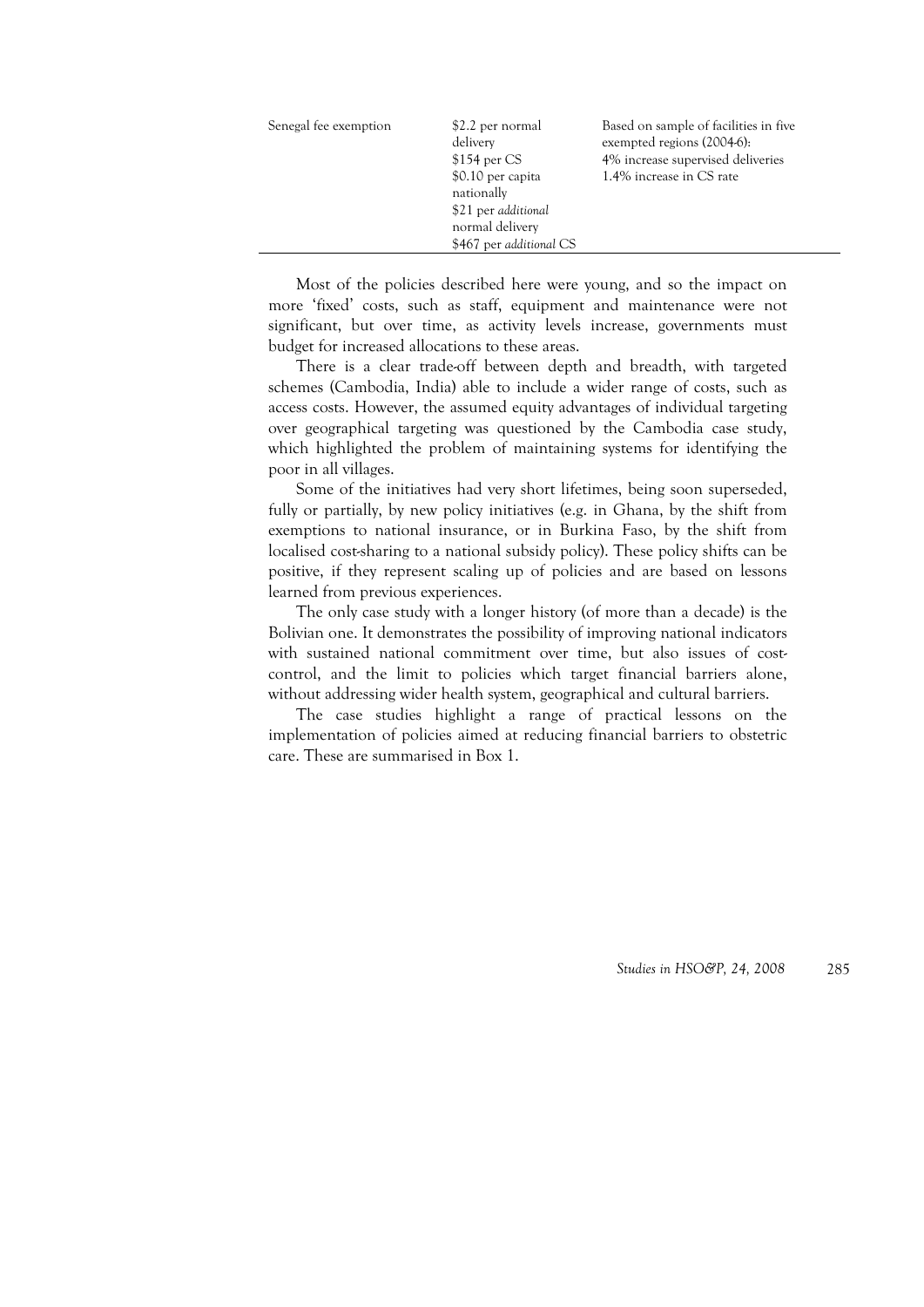| | | |
|---|---|---|
| Senegal fee exemption | \$2.2 per normal delivery<br>\$154 per CS<br>\$0.10 per capita nationally<br>\$21 per *additional* normal delivery<br>\$467 per *additional* CS | Based on sample of facilities in five exempted regions (2004-6):<br>4% increase supervised deliveries<br>1.4% increase in CS rate |

Most of the policies described here were young, and so the impact on more 'fixed' costs, such as staff, equipment and maintenance were not significant, but over time, as activity levels increase, governments must budget for increased allocations to these areas.

There is a clear trade-off between depth and breadth, with targeted schemes (Cambodia, India) able to include a wider range of costs, such as access costs. However, the assumed equity advantages of individual targeting over geographical targeting was questioned by the Cambodia case study, which highlighted the problem of maintaining systems for identifying the poor in all villages.

Some of the initiatives had very short lifetimes, being soon superseded, fully or partially, by new policy initiatives (e.g. in Ghana, by the shift from exemptions to national insurance, or in Burkina Faso, by the shift from localised cost-sharing to a national subsidy policy). These policy shifts can be positive, if they represent scaling up of policies and are based on lessons learned from previous experiences.

The only case study with a longer history (of more than a decade) is the Bolivian one. It demonstrates the possibility of improving national indicators with sustained national commitment over time, but also issues of cost-control, and the limit to policies which target financial barriers alone, without addressing wider health system, geographical and cultural barriers.

The case studies highlight a range of practical lessons on the implementation of policies aimed at reducing financial barriers to obstetric care. These are summarised in Box 1.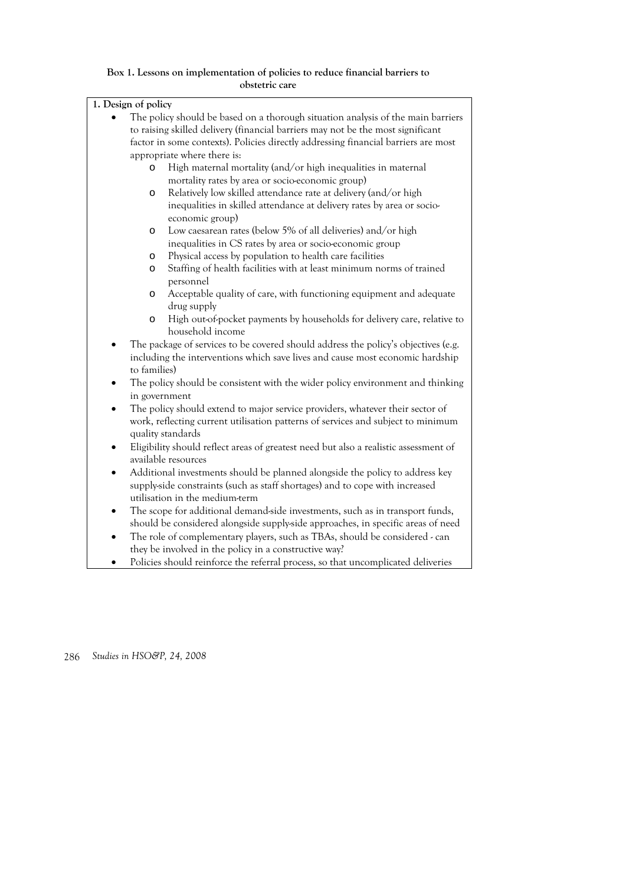**Box 1. Lessons on implementation of policies to reduce financial barriers to obstetric care**

**1. Design of policy**

- The policy should be based on a thorough situation analysis of the main barriers to raising skilled delivery (financial barriers may not be the most significant factor in some contexts). Policies directly addressing financial barriers are most appropriate where there is:
  - High maternal mortality (and/or high inequalities in maternal mortality rates by area or socio-economic group)
  - Relatively low skilled attendance rate at delivery (and/or high inequalities in skilled attendance at delivery rates by area or socio-economic group)
  - Low caesarean rates (below 5% of all deliveries) and/or high inequalities in CS rates by area or socio-economic group
  - Physical access by population to health care facilities
  - Staffing of health facilities with at least minimum norms of trained personnel
  - Acceptable quality of care, with functioning equipment and adequate drug supply
  - High out-of-pocket payments by households for delivery care, relative to household income
- The package of services to be covered should address the policy's objectives (e.g. including the interventions which save lives and cause most economic hardship to families)
- The policy should be consistent with the wider policy environment and thinking in government
- The policy should extend to major service providers, whatever their sector of work, reflecting current utilisation patterns of services and subject to minimum quality standards
- Eligibility should reflect areas of greatest need but also a realistic assessment of available resources
- Additional investments should be planned alongside the policy to address key supply-side constraints (such as staff shortages) and to cope with increased utilisation in the medium-term
- The scope for additional demand-side investments, such as in transport funds, should be considered alongside supply-side approaches, in specific areas of need
- The role of complementary players, such as TBAs, should be considered - can they be involved in the policy in a constructive way?
- Policies should reinforce the referral process, so that uncomplicated deliveries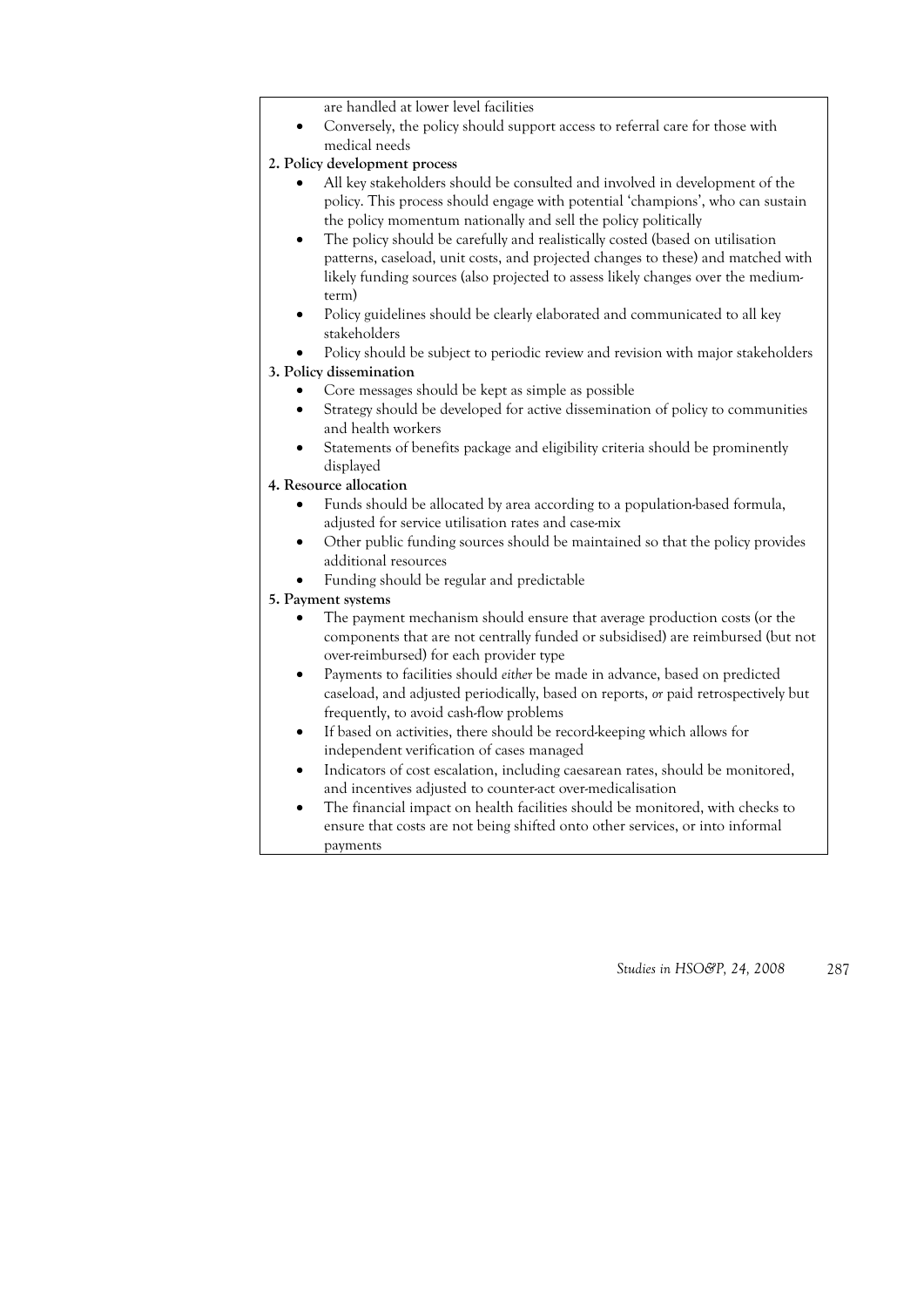are handled at lower level facilities

- Conversely, the policy should support access to referral care for those with medical needs

**2. Policy development process**

- All key stakeholders should be consulted and involved in development of the policy. This process should engage with potential 'champions', who can sustain the policy momentum nationally and sell the policy politically
- The policy should be carefully and realistically costed (based on utilisation patterns, caseload, unit costs, and projected changes to these) and matched with likely funding sources (also projected to assess likely changes over the medium-term)
- Policy guidelines should be clearly elaborated and communicated to all key stakeholders
- Policy should be subject to periodic review and revision with major stakeholders

**3. Policy dissemination**

- Core messages should be kept as simple as possible
- Strategy should be developed for active dissemination of policy to communities and health workers
- Statements of benefits package and eligibility criteria should be prominently displayed

**4. Resource allocation**

- Funds should be allocated by area according to a population-based formula, adjusted for service utilisation rates and case-mix
- Other public funding sources should be maintained so that the policy provides additional resources
- Funding should be regular and predictable

**5. Payment systems**

- The payment mechanism should ensure that average production costs (or the components that are not centrally funded or subsidised) are reimbursed (but not over-reimbursed) for each provider type
- Payments to facilities should *either* be made in advance, based on predicted caseload, and adjusted periodically, based on reports, *or* paid retrospectively but frequently, to avoid cash-flow problems
- If based on activities, there should be record-keeping which allows for independent verification of cases managed
- Indicators of cost escalation, including caesarean rates, should be monitored, and incentives adjusted to counter-act over-medicalisation
- The financial impact on health facilities should be monitored, with checks to ensure that costs are not being shifted onto other services, or into informal payments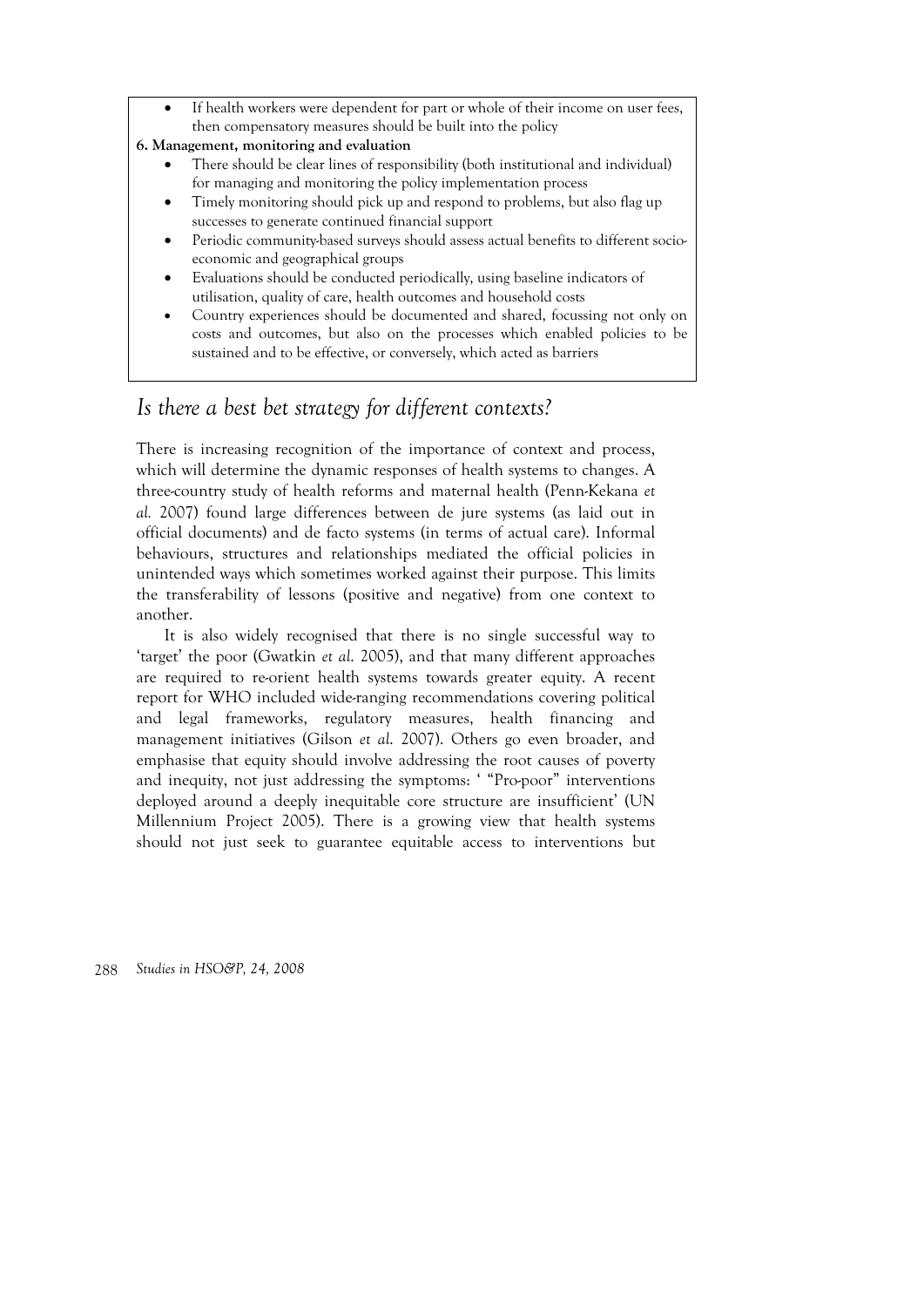- If health workers were dependent for part or whole of their income on user fees, then compensatory measures should be built into the policy

**6. Management, monitoring and evaluation**

- There should be clear lines of responsibility (both institutional and individual) for managing and monitoring the policy implementation process
- Timely monitoring should pick up and respond to problems, but also flag up successes to generate continued financial support
- Periodic community-based surveys should assess actual benefits to different socio-economic and geographical groups
- Evaluations should be conducted periodically, using baseline indicators of utilisation, quality of care, health outcomes and household costs
- Country experiences should be documented and shared, focussing not only on costs and outcomes, but also on the processes which enabled policies to be sustained and to be effective, or conversely, which acted as barriers

## *Is there a best bet strategy for different contexts?*

There is increasing recognition of the importance of context and process, which will determine the dynamic responses of health systems to changes. A three-country study of health reforms and maternal health (Penn-Kekana *et al.* 2007) found large differences between de jure systems (as laid out in official documents) and de facto systems (in terms of actual care). Informal behaviours, structures and relationships mediated the official policies in unintended ways which sometimes worked against their purpose. This limits the transferability of lessons (positive and negative) from one context to another.

It is also widely recognised that there is no single successful way to 'target' the poor (Gwatkin *et al.* 2005), and that many different approaches are required to re-orient health systems towards greater equity. A recent report for WHO included wide-ranging recommendations covering political and legal frameworks, regulatory measures, health financing and management initiatives (Gilson *et al.* 2007). Others go even broader, and emphasise that equity should involve addressing the root causes of poverty and inequity, not just addressing the symptoms: ' "Pro-poor" interventions deployed around a deeply inequitable core structure are insufficient' (UN Millennium Project 2005). There is a growing view that health systems should not just seek to guarantee equitable access to interventions but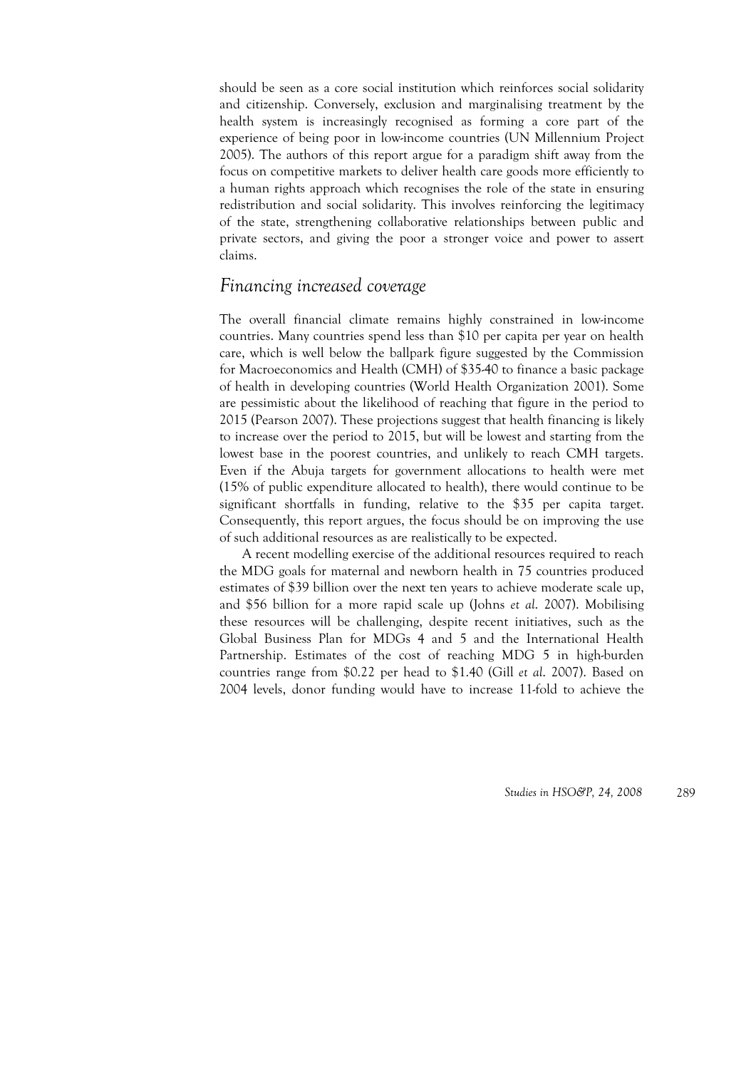should be seen as a core social institution which reinforces social solidarity and citizenship. Conversely, exclusion and marginalising treatment by the health system is increasingly recognised as forming a core part of the experience of being poor in low-income countries (UN Millennium Project 2005). The authors of this report argue for a paradigm shift away from the focus on competitive markets to deliver health care goods more efficiently to a human rights approach which recognises the role of the state in ensuring redistribution and social solidarity. This involves reinforcing the legitimacy of the state, strengthening collaborative relationships between public and private sectors, and giving the poor a stronger voice and power to assert claims.

## *Financing increased coverage*

The overall financial climate remains highly constrained in low-income countries. Many countries spend less than $10 per capita per year on health care, which is well below the ballpark figure suggested by the Commission for Macroeconomics and Health (CMH) of $35-40 to finance a basic package of health in developing countries (World Health Organization 2001). Some are pessimistic about the likelihood of reaching that figure in the period to 2015 (Pearson 2007). These projections suggest that health financing is likely to increase over the period to 2015, but will be lowest and starting from the lowest base in the poorest countries, and unlikely to reach CMH targets. Even if the Abuja targets for government allocations to health were met (15% of public expenditure allocated to health), there would continue to be significant shortfalls in funding, relative to the $35 per capita target. Consequently, this report argues, the focus should be on improving the use of such additional resources as are realistically to be expected.

A recent modelling exercise of the additional resources required to reach the MDG goals for maternal and newborn health in 75 countries produced estimates of $39 billion over the next ten years to achieve moderate scale up, and $56 billion for a more rapid scale up (Johns *et al.* 2007). Mobilising these resources will be challenging, despite recent initiatives, such as the Global Business Plan for MDGs 4 and 5 and the International Health Partnership. Estimates of the cost of reaching MDG 5 in high-burden countries range from $0.22 per head to $1.40 (Gill *et al.* 2007). Based on 2004 levels, donor funding would have to increase 11-fold to achieve the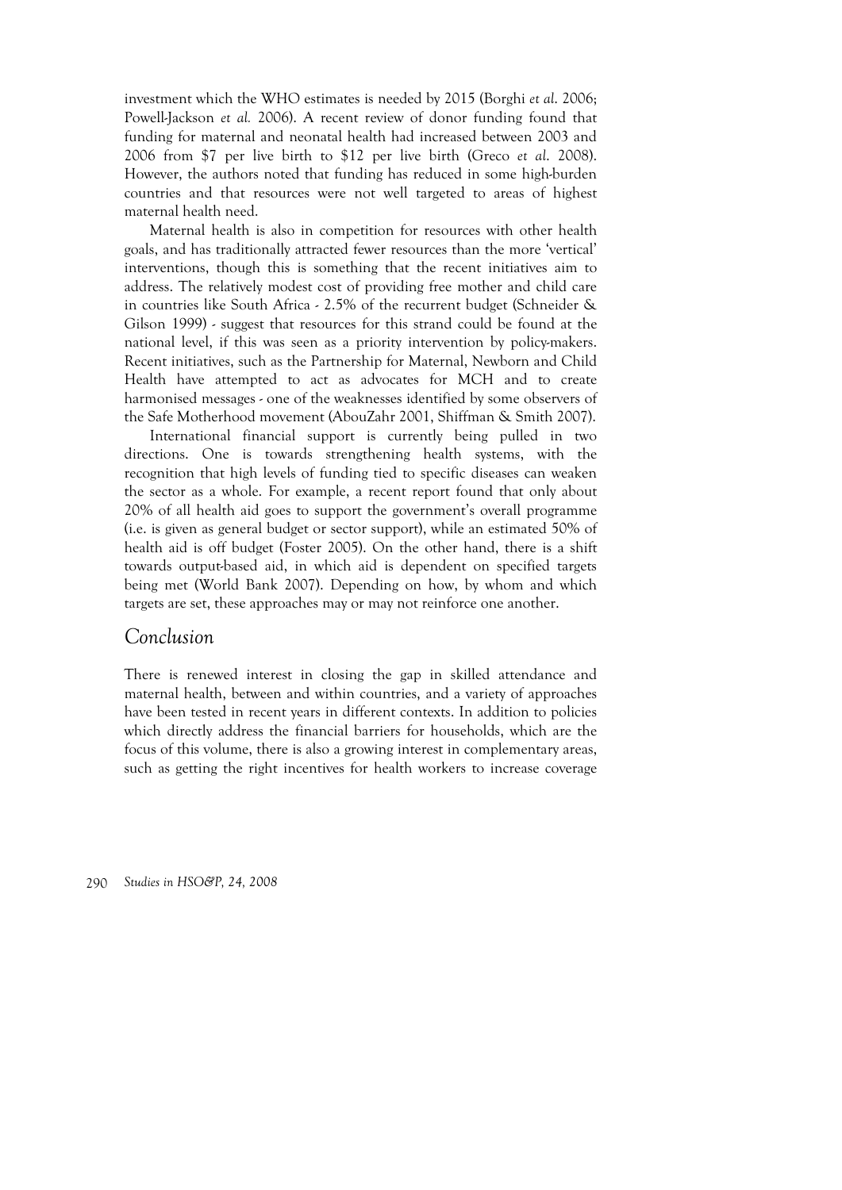investment which the WHO estimates is needed by 2015 (Borghi *et al*. 2006; Powell-Jackson *et al.* 2006). A recent review of donor funding found that funding for maternal and neonatal health had increased between 2003 and 2006 from $7 per live birth to $12 per live birth (Greco *et al*. 2008). However, the authors noted that funding has reduced in some high-burden countries and that resources were not well targeted to areas of highest maternal health need.

Maternal health is also in competition for resources with other health goals, and has traditionally attracted fewer resources than the more 'vertical' interventions, though this is something that the recent initiatives aim to address. The relatively modest cost of providing free mother and child care in countries like South Africa - 2.5% of the recurrent budget (Schneider & Gilson 1999) - suggest that resources for this strand could be found at the national level, if this was seen as a priority intervention by policy-makers. Recent initiatives, such as the Partnership for Maternal, Newborn and Child Health have attempted to act as advocates for MCH and to create harmonised messages - one of the weaknesses identified by some observers of the Safe Motherhood movement (AbouZahr 2001, Shiffman & Smith 2007).

International financial support is currently being pulled in two directions. One is towards strengthening health systems, with the recognition that high levels of funding tied to specific diseases can weaken the sector as a whole. For example, a recent report found that only about 20% of all health aid goes to support the government's overall programme (i.e. is given as general budget or sector support), while an estimated 50% of health aid is off budget (Foster 2005). On the other hand, there is a shift towards output-based aid, in which aid is dependent on specified targets being met (World Bank 2007). Depending on how, by whom and which targets are set, these approaches may or may not reinforce one another.

## Conclusion

There is renewed interest in closing the gap in skilled attendance and maternal health, between and within countries, and a variety of approaches have been tested in recent years in different contexts. In addition to policies which directly address the financial barriers for households, which are the focus of this volume, there is also a growing interest in complementary areas, such as getting the right incentives for health workers to increase coverage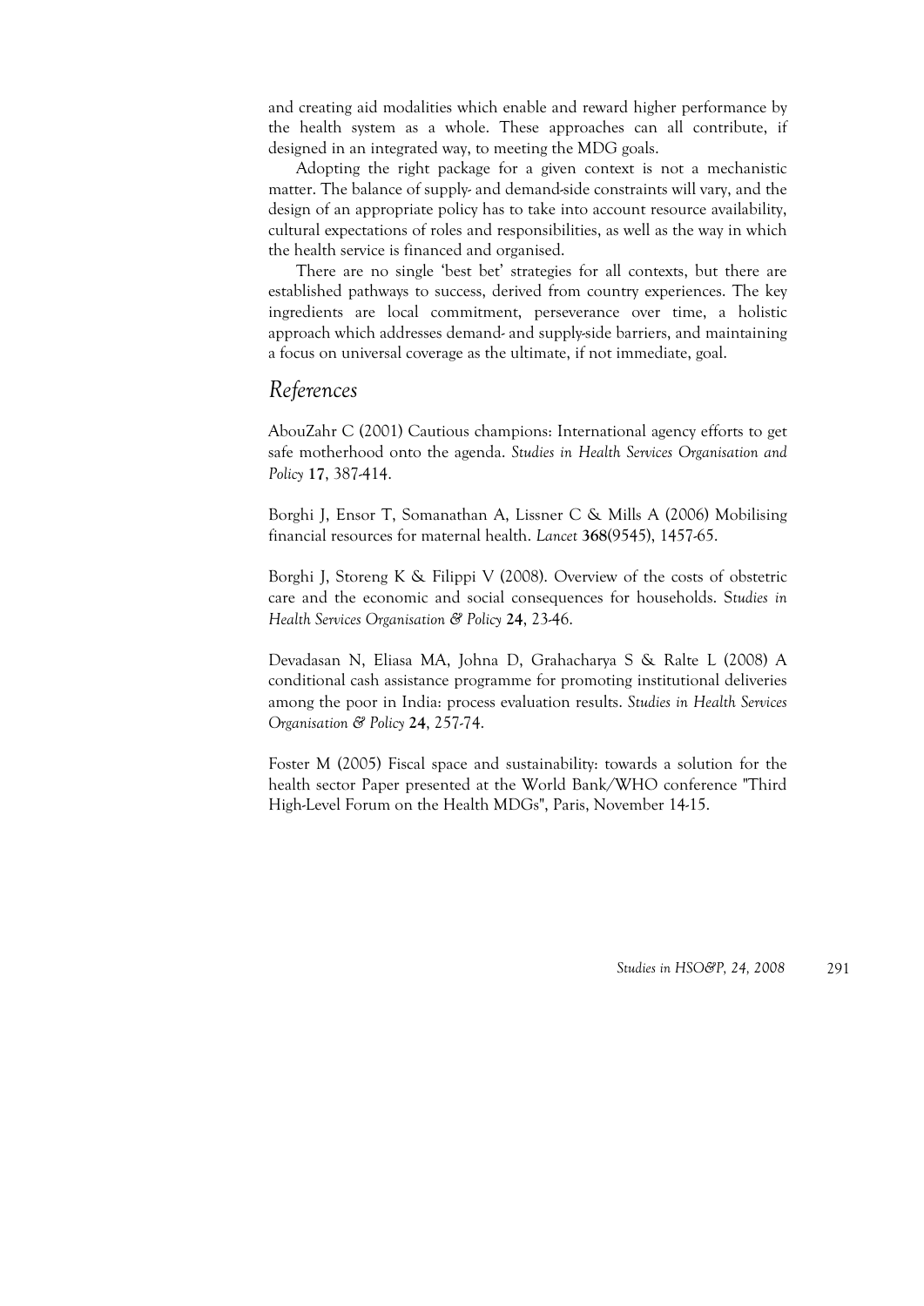and creating aid modalities which enable and reward higher performance by the health system as a whole. These approaches can all contribute, if designed in an integrated way, to meeting the MDG goals.

Adopting the right package for a given context is not a mechanistic matter. The balance of supply- and demand-side constraints will vary, and the design of an appropriate policy has to take into account resource availability, cultural expectations of roles and responsibilities, as well as the way in which the health service is financed and organised.

There are no single 'best bet' strategies for all contexts, but there are established pathways to success, derived from country experiences. The key ingredients are local commitment, perseverance over time, a holistic approach which addresses demand- and supply-side barriers, and maintaining a focus on universal coverage as the ultimate, if not immediate, goal.

## *References*

AbouZahr C (2001) Cautious champions: International agency efforts to get safe motherhood onto the agenda. *Studies in Health Services Organisation and Policy* **17**, 387-414.

Borghi J, Ensor T, Somanathan A, Lissner C & Mills A (2006) Mobilising financial resources for maternal health. *Lancet* **368**(9545), 1457-65.

Borghi J, Storeng K & Filippi V (2008). Overview of the costs of obstetric care and the economic and social consequences for households. *Studies in Health Services Organisation & Policy* **24**, 23-46.

Devadasan N, Eliasa MA, Johna D, Grahacharya S & Ralte L (2008) A conditional cash assistance programme for promoting institutional deliveries among the poor in India: process evaluation results. *Studies in Health Services Organisation & Policy* **24**, 257-74.

Foster M (2005) Fiscal space and sustainability: towards a solution for the health sector Paper presented at the World Bank/WHO conference "Third High-Level Forum on the Health MDGs", Paris, November 14-15.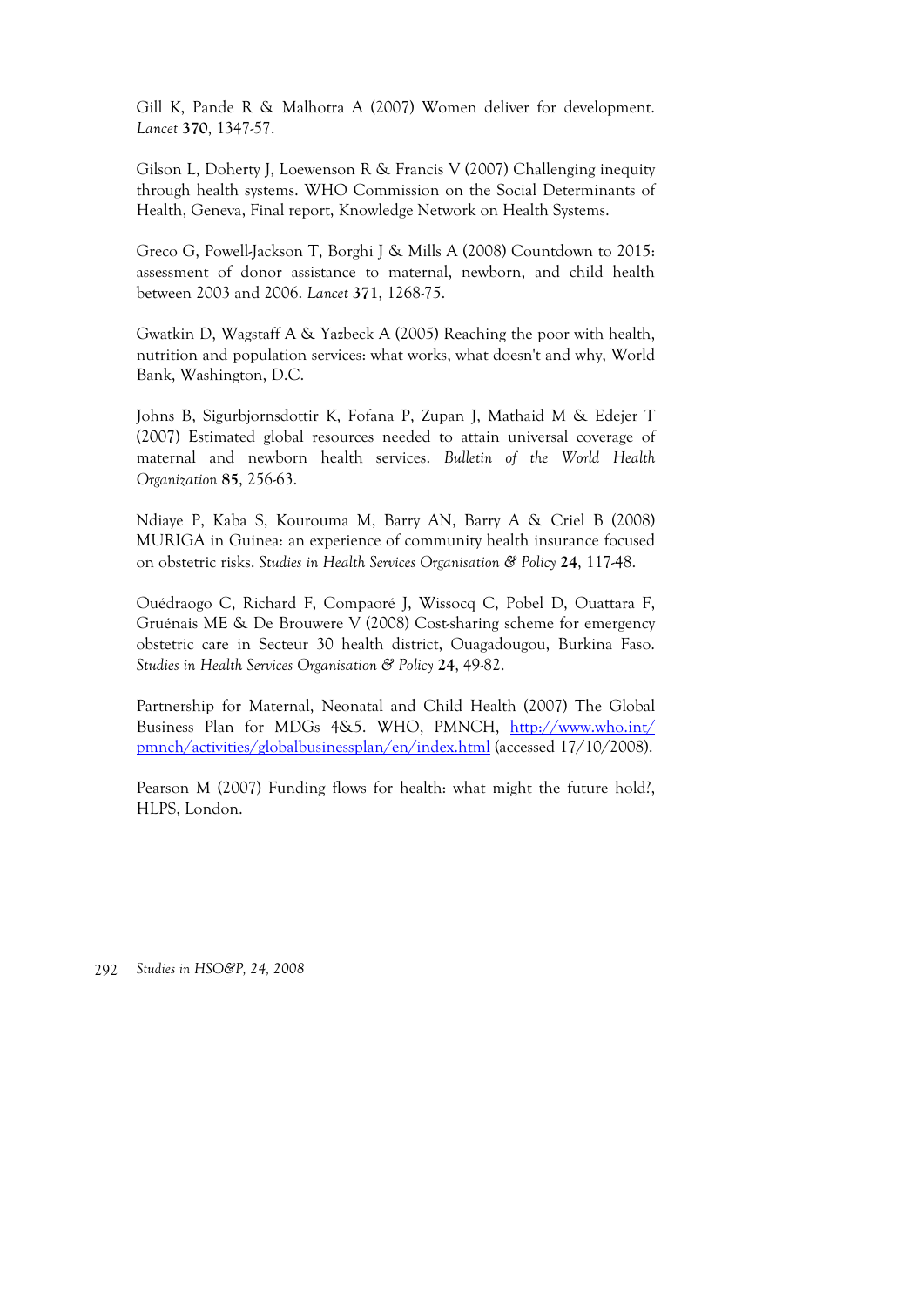Gill K, Pande R & Malhotra A (2007) Women deliver for development. *Lancet* **370**, 1347-57.

Gilson L, Doherty J, Loewenson R & Francis V (2007) Challenging inequity through health systems. WHO Commission on the Social Determinants of Health, Geneva, Final report, Knowledge Network on Health Systems.

Greco G, Powell-Jackson T, Borghi J & Mills A (2008) Countdown to 2015: assessment of donor assistance to maternal, newborn, and child health between 2003 and 2006. *Lancet* **371**, 1268-75.

Gwatkin D, Wagstaff A & Yazbeck A (2005) Reaching the poor with health, nutrition and population services: what works, what doesn't and why, World Bank, Washington, D.C.

Johns B, Sigurbjornsdottir K, Fofana P, Zupan J, Mathaid M & Edejer T (2007) Estimated global resources needed to attain universal coverage of maternal and newborn health services. *Bulletin of the World Health Organization* **85**, 256-63.

Ndiaye P, Kaba S, Kourouma M, Barry AN, Barry A & Criel B (2008) MURIGA in Guinea: an experience of community health insurance focused on obstetric risks. *Studies in Health Services Organisation & Policy* **24**, 117-48.

Ouédraogo C, Richard F, Compaoré J, Wissocq C, Pobel D, Ouattara F, Gruénais ME & De Brouwere V (2008) Cost-sharing scheme for emergency obstetric care in Secteur 30 health district, Ouagadougou, Burkina Faso. *Studies in Health Services Organisation & Policy* **24**, 49-82.

Partnership for Maternal, Neonatal and Child Health (2007) The Global Business Plan for MDGs 4&5. WHO, PMNCH, [http://www.who.int/pmnch/activities/globalbusinessplan/en/index.html](http://www.who.int/pmnch/activities/globalbusinessplan/en/index.html) (accessed 17/10/2008).

Pearson M (2007) Funding flows for health: what might the future hold?, HLPS, London.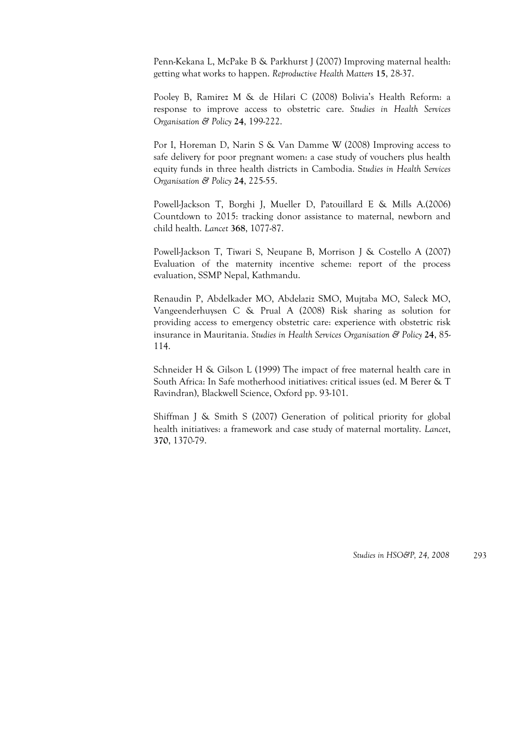Penn-Kekana L, McPake B & Parkhurst J (2007) Improving maternal health: getting what works to happen. *Reproductive Health Matters* **15**, 28-37.

Pooley B, Ramirez M & de Hilari C (2008) Bolivia's Health Reform: a response to improve access to obstetric care. *Studies in Health Services Organisation & Policy* **24**, 199-222.

Por I, Horeman D, Narin S & Van Damme W (2008) Improving access to safe delivery for poor pregnant women: a case study of vouchers plus health equity funds in three health districts in Cambodia. S*tudies in Health Services Organisation & Policy* **24**, 225-55.

Powell-Jackson T, Borghi J, Mueller D, Patouillard E & Mills A.(2006) Countdown to 2015: tracking donor assistance to maternal, newborn and child health. *Lancet* **368**, 1077-87.

Powell-Jackson T, Tiwari S, Neupane B, Morrison J & Costello A (2007) Evaluation of the maternity incentive scheme: report of the process evaluation, SSMP Nepal, Kathmandu.

Renaudin P, Abdelkader MO, Abdelaziz SMO, Mujtaba MO, Saleck MO, Vangeenderhuysen C & Prual A (2008) Risk sharing as solution for providing access to emergency obstetric care: experience with obstetric risk insurance in Mauritania. *Studies in Health Services Organisation & Policy* **24**, 85-114.

Schneider H & Gilson L (1999) The impact of free maternal health care in South Africa: In Safe motherhood initiatives: critical issues (ed. M Berer & T Ravindran), Blackwell Science, Oxford pp. 93-101.

Shiffman J & Smith S (2007) Generation of political priority for global health initiatives: a framework and case study of maternal mortality. *Lancet*, **370**, 1370-79.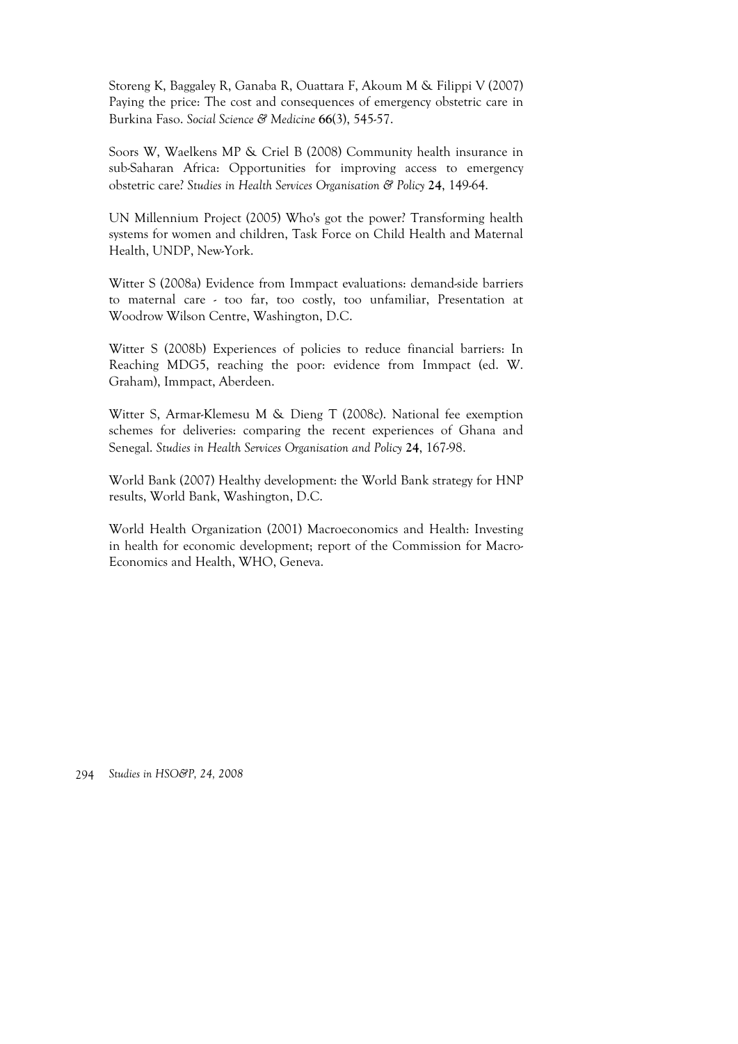Storeng K, Baggaley R, Ganaba R, Ouattara F, Akoum M & Filippi V (2007) Paying the price: The cost and consequences of emergency obstetric care in Burkina Faso. *Social Science & Medicine* **66**(3), 545-57.

Soors W, Waelkens MP & Criel B (2008) Community health insurance in sub-Saharan Africa: Opportunities for improving access to emergency obstetric care? *Studies in Health Services Organisation & Policy* **24**, 149-64.

UN Millennium Project (2005) Who's got the power? Transforming health systems for women and children, Task Force on Child Health and Maternal Health, UNDP, New-York.

Witter S (2008a) Evidence from Immpact evaluations: demand-side barriers to maternal care - too far, too costly, too unfamiliar, Presentation at Woodrow Wilson Centre, Washington, D.C.

Witter S (2008b) Experiences of policies to reduce financial barriers: In Reaching MDG5, reaching the poor: evidence from Immpact (ed. W. Graham), Immpact, Aberdeen.

Witter S, Armar-Klemesu M & Dieng T (2008c). National fee exemption schemes for deliveries: comparing the recent experiences of Ghana and Senegal. *Studies in Health Services Organisation and Policy* **24**, 167-98.

World Bank (2007) Healthy development: the World Bank strategy for HNP results, World Bank, Washington, D.C.

World Health Organization (2001) Macroeconomics and Health: Investing in health for economic development; report of the Commission for Macro-Economics and Health, WHO, Geneva.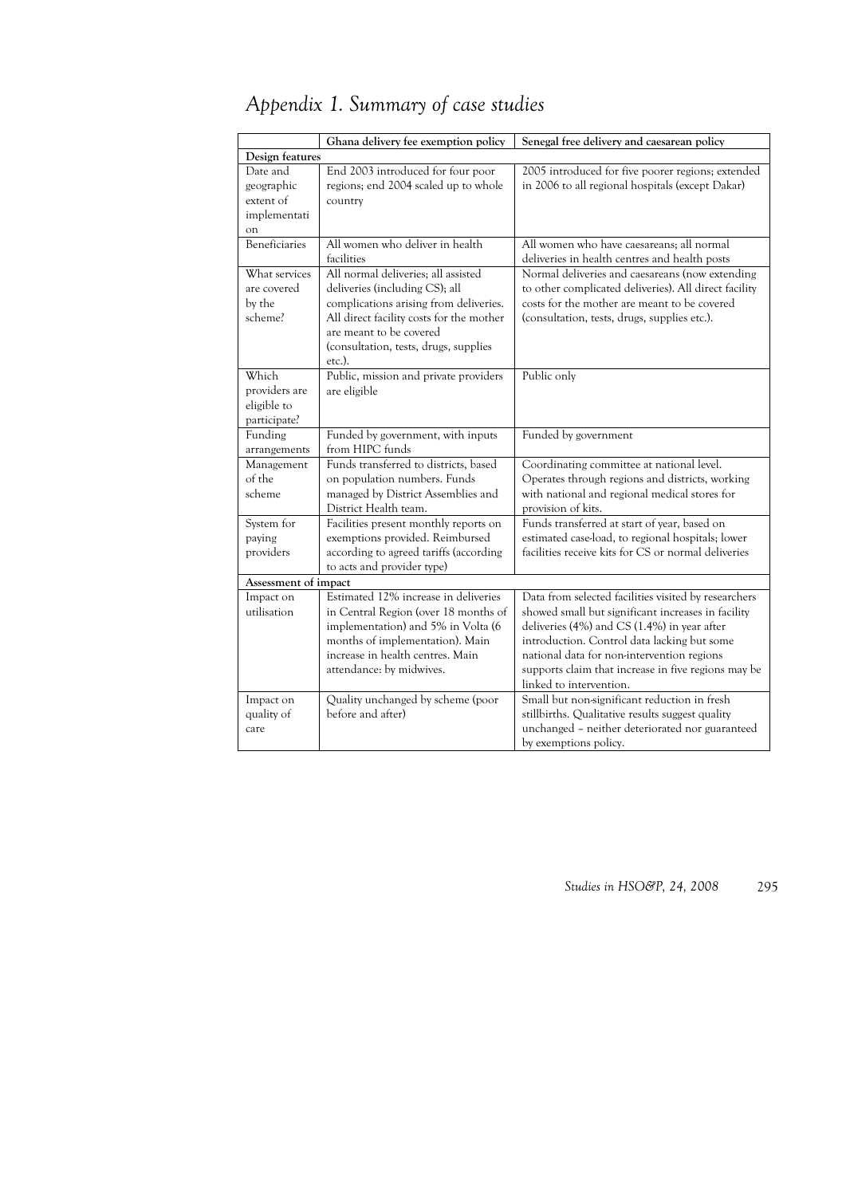# *Appendix 1. Summary of case studies*

| | Ghana delivery fee exemption policy | Senegal free delivery and caesarean policy |
|---|---|---|
| **Design features** | | |
| Date and geographic extent of implementation | End 2003 introduced for four poor regions; end 2004 scaled up to whole country | 2005 introduced for five poorer regions; extended in 2006 to all regional hospitals (except Dakar) |
| Beneficiaries | All women who deliver in health facilities | All women who have caesareans; all normal deliveries in health centres and health posts |
| What services are covered by the scheme? | All normal deliveries; all assisted deliveries (including CS); all complications arising from deliveries. All direct facility costs for the mother are meant to be covered (consultation, tests, drugs, supplies etc.). | Normal deliveries and caesareans (now extending to other complicated deliveries). All direct facility costs for the mother are meant to be covered (consultation, tests, drugs, supplies etc.). |
| Which providers are eligible to participate? | Public, mission and private providers are eligible | Public only |
| Funding arrangements | Funded by government, with inputs from HIPC funds | Funded by government |
| Management of the scheme | Funds transferred to districts, based on population numbers. Funds managed by District Assemblies and District Health team. | Coordinating committee at national level. Operates through regions and districts, working with national and regional medical stores for provision of kits. |
| System for paying providers | Facilities present monthly reports on exemptions provided. Reimbursed according to agreed tariffs (according to acts and provider type) | Funds transferred at start of year, based on estimated case-load, to regional hospitals; lower facilities receive kits for CS or normal deliveries |
| **Assessment of impact** | | |
| Impact on utilisation | Estimated 12% increase in deliveries in Central Region (over 18 months of implementation) and 5% in Volta (6 months of implementation). Main increase in health centres. Main attendance: by midwives. | Data from selected facilities visited by researchers showed small but significant increases in facility deliveries (4%) and CS (1.4%) in year after introduction. Control data lacking but some national data for non-intervention regions supports claim that increase in five regions may be linked to intervention. |
| Impact on quality of care | Quality unchanged by scheme (poor before and after) | Small but non-significant reduction in fresh stillbirths. Qualitative results suggest quality unchanged – neither deteriorated nor guaranteed by exemptions policy. |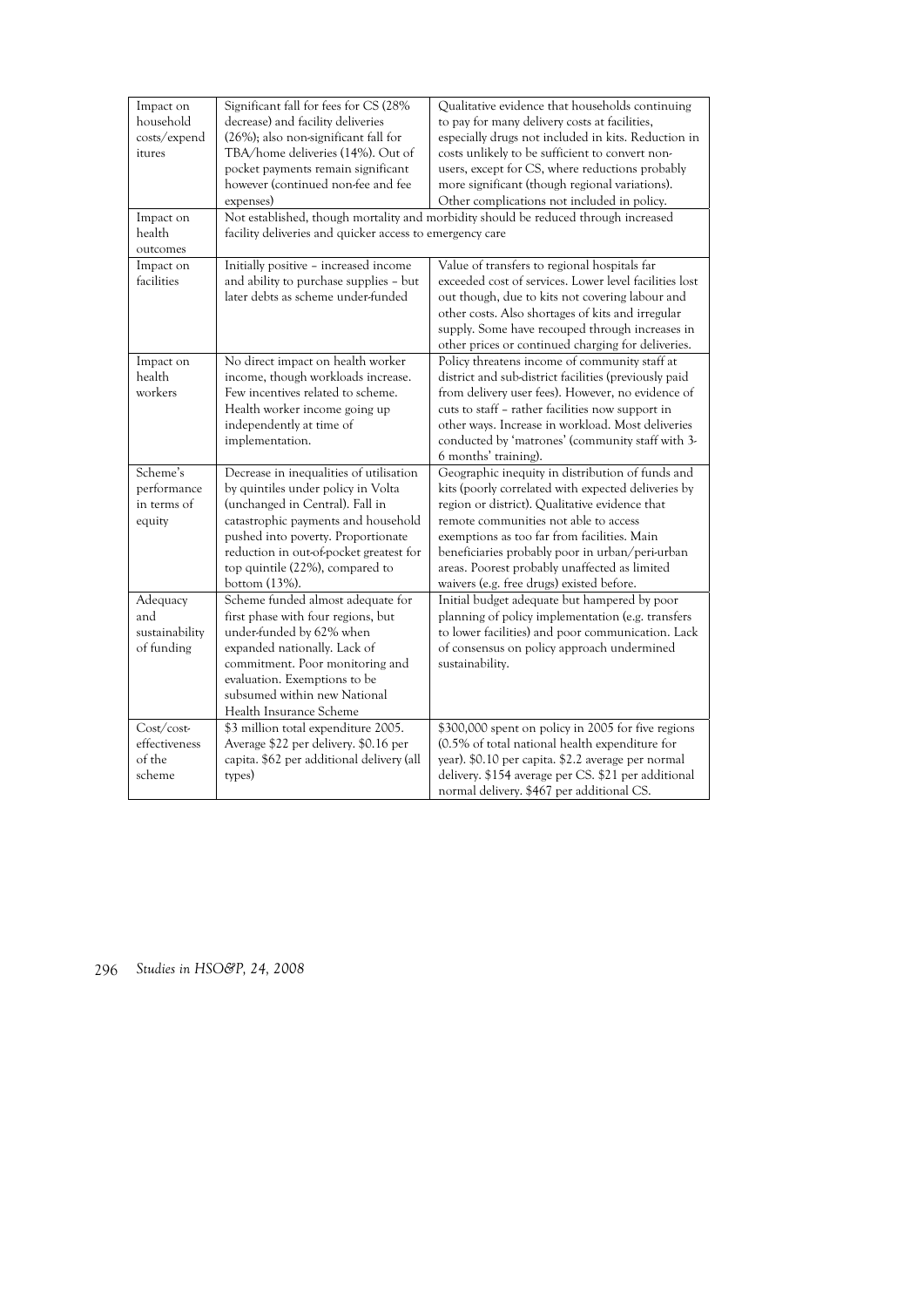| | | |
|---|---|---|
| Impact on household costs/expenditures | Significant fall for fees for CS (28% decrease) and facility deliveries (26%); also non-significant fall for TBA/home deliveries (14%). Out of pocket payments remain significant however (continued non-fee and fee expenses) | Qualitative evidence that households continuing to pay for many delivery costs at facilities, especially drugs not included in kits. Reduction in costs unlikely to be sufficient to convert non-users, except for CS, where reductions probably more significant (though regional variations). Other complications not included in policy. |
| Impact on health outcomes | Not established, though mortality and morbidity should be reduced through increased facility deliveries and quicker access to emergency care | |
| Impact on facilities | Initially positive – increased income and ability to purchase supplies – but later debts as scheme under-funded | Value of transfers to regional hospitals far exceeded cost of services. Lower level facilities lost out though, due to kits not covering labour and other costs. Also shortages of kits and irregular supply. Some have recouped through increases in other prices or continued charging for deliveries. |
| Impact on health workers | No direct impact on health worker income, though workloads increase. Few incentives related to scheme. Health worker income going up independently at time of implementation. | Policy threatens income of community staff at district and sub-district facilities (previously paid from delivery user fees). However, no evidence of cuts to staff – rather facilities now support in other ways. Increase in workload. Most deliveries conducted by 'matrones' (community staff with 3-6 months' training). |
| Scheme's performance in terms of equity | Decrease in inequalities of utilisation by quintiles under policy in Volta (unchanged in Central). Fall in catastrophic payments and household pushed into poverty. Proportionate reduction in out-of-pocket greatest for top quintile (22%), compared to bottom (13%). | Geographic inequity in distribution of funds and kits (poorly correlated with expected deliveries by region or district). Qualitative evidence that remote communities not able to access exemptions as too far from facilities. Main beneficiaries probably poor in urban/peri-urban areas. Poorest probably unaffected as limited waivers (e.g. free drugs) existed before. |
| Adequacy and sustainability of funding | Scheme funded almost adequate for first phase with four regions, but under-funded by 62% when expanded nationally. Lack of commitment. Poor monitoring and evaluation. Exemptions to be subsumed within new National Health Insurance Scheme | Initial budget adequate but hampered by poor planning of policy implementation (e.g. transfers to lower facilities) and poor communication. Lack of consensus on policy approach undermined sustainability. |
| Cost/cost-effectiveness of the scheme | $3 million total expenditure 2005. Average $22 per delivery. $0.16 per capita. $62 per additional delivery (all types) | $300,000 spent on policy in 2005 for five regions (0.5% of total national health expenditure for year). $0.10 per capita. $2.2 average per normal delivery. $154 average per CS. $21 per additional normal delivery. $467 per additional CS. |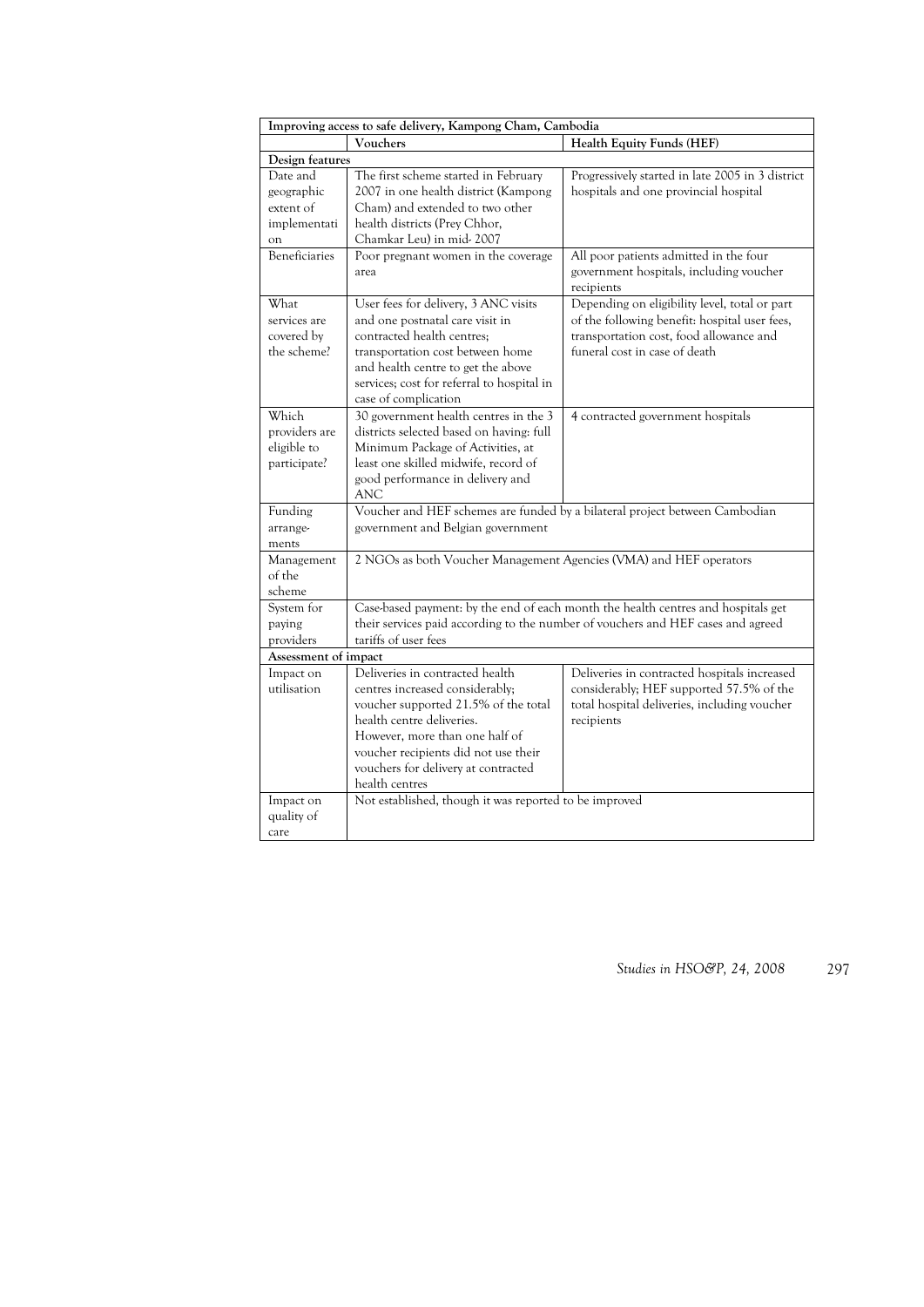| Improving access to safe delivery, Kampong Cham, Cambodia | | |
|---|---|---|
| | **Vouchers** | **Health Equity Funds (HEF)** |
| **Design features** | | |
| Date and geographic extent of implementation | The first scheme started in February 2007 in one health district (Kampong Cham) and extended to two other health districts (Prey Chhor, Chamkar Leu) in mid- 2007 | Progressively started in late 2005 in 3 district hospitals and one provincial hospital |
| Beneficiaries | Poor pregnant women in the coverage area | All poor patients admitted in the four government hospitals, including voucher recipients |
| What services are covered by the scheme? | User fees for delivery, 3 ANC visits and one postnatal care visit in contracted health centres; transportation cost between home and health centre to get the above services; cost for referral to hospital in case of complication | Depending on eligibility level, total or part of the following benefit: hospital user fees, transportation cost, food allowance and funeral cost in case of death |
| Which providers are eligible to participate? | 30 government health centres in the 3 districts selected based on having: full Minimum Package of Activities, at least one skilled midwife, record of good performance in delivery and ANC | 4 contracted government hospitals |
| Funding arrangements | Voucher and HEF schemes are funded by a bilateral project between Cambodian government and Belgian government | |
| Management of the scheme | 2 NGOs as both Voucher Management Agencies (VMA) and HEF operators | |
| System for paying providers | Case-based payment: by the end of each month the health centres and hospitals get their services paid according to the number of vouchers and HEF cases and agreed tariffs of user fees | |
| **Assessment of impact** | | |
| Impact on utilisation | Deliveries in contracted health centres increased considerably; voucher supported 21.5% of the total health centre deliveries. However, more than one half of voucher recipients did not use their vouchers for delivery at contracted health centres | Deliveries in contracted hospitals increased considerably; HEF supported 57.5% of the total hospital deliveries, including voucher recipients |
| Impact on quality of care | Not established, though it was reported to be improved | |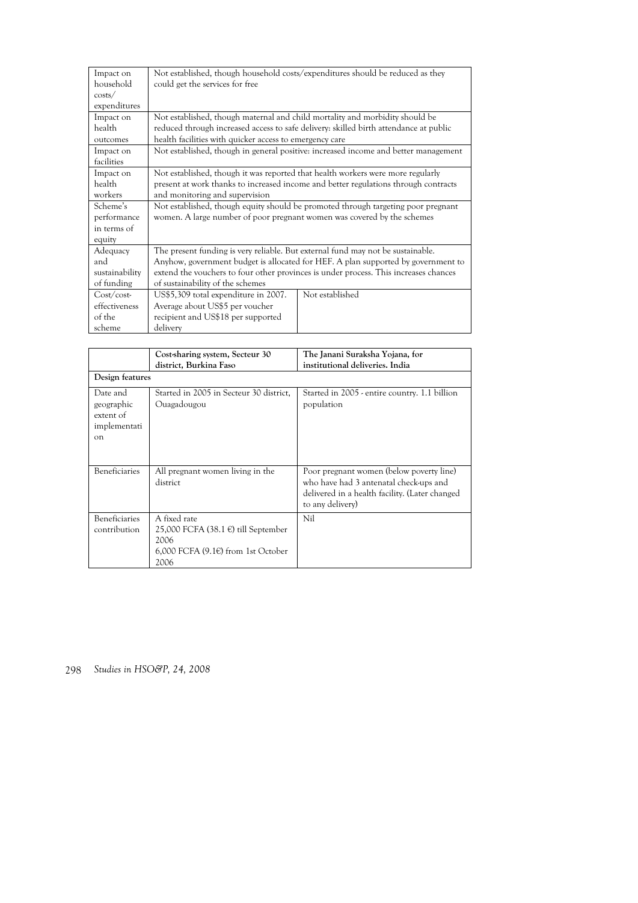| | | |
|---|---|---|
| Impact on household costs/ expenditures | Not established, though household costs/expenditures should be reduced as they could get the services for free | |
| Impact on health outcomes | Not established, though maternal and child mortality and morbidity should be reduced through increased access to safe delivery: skilled birth attendance at public health facilities with quicker access to emergency care | |
| Impact on facilities | Not established, though in general positive: increased income and better management | |
| Impact on health workers | Not established, though it was reported that health workers were more regularly present at work thanks to increased income and better regulations through contracts and monitoring and supervision | |
| Scheme's performance in terms of equity | Not established, though equity should be promoted through targeting poor pregnant women. A large number of poor pregnant women was covered by the schemes | |
| Adequacy and sustainability of funding | The present funding is very reliable. But external fund may not be sustainable. Anyhow, government budget is allocated for HEF. A plan supported by government to extend the vouchers to four other provinces is under process. This increases chances of sustainability of the schemes | |
| Cost/cost-effectiveness of the scheme | US$5,309 total expenditure in 2007. Average about US$5 per voucher recipient and US$18 per supported delivery | Not established |

| | **Cost-sharing system, Secteur 30 district, Burkina Faso** | **The Janani Suraksha Yojana, for institutional deliveries. India** |
|---|---|---|
| **Design features** | | |
| Date and geographic extent of implementation | Started in 2005 in Secteur 30 district, Ouagadougou | Started in 2005 - entire country. 1.1 billion population |
| Beneficiaries | All pregnant women living in the district | Poor pregnant women (below poverty line) who have had 3 antenatal check-ups and delivered in a health facility. (Later changed to any delivery) |
| Beneficiaries contribution | A fixed rate<br>25,000 FCFA (38.1 €) till September 2006<br>6,000 FCFA (9.1€) from 1st October 2006 | Nil |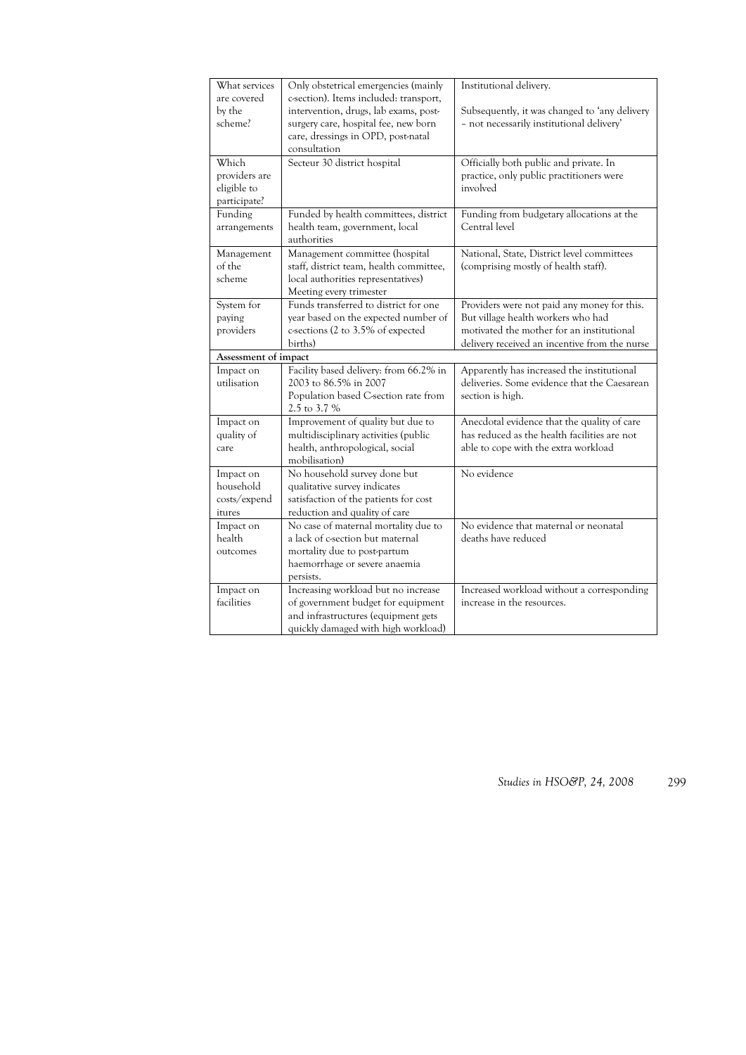| | | |
|---|---|---|
| What services are covered by the scheme? | Only obstetrical emergencies (mainly c-section). Items included: transport, intervention, drugs, lab exams, post-surgery care, hospital fee, new born care, dressings in OPD, post-natal consultation | Institutional delivery.<br><br>Subsequently, it was changed to 'any delivery – not necessarily institutional delivery' |
| Which providers are eligible to participate? | Secteur 30 district hospital | Officially both public and private. In practice, only public practitioners were involved |
| Funding arrangements | Funded by health committees, district health team, government, local authorities | Funding from budgetary allocations at the Central level |
| Management of the scheme | Management committee (hospital staff, district team, health committee, local authorities representatives) Meeting every trimester | National, State, District level committees (comprising mostly of health staff). |
| System for paying providers | Funds transferred to district for one year based on the expected number of c-sections (2 to 3.5% of expected births) | Providers were not paid any money for this. But village health workers who had motivated the mother for an institutional delivery received an incentive from the nurse |
| **Assessment of impact** | | |
| Impact on utilisation | Facility based delivery: from 66.2% in 2003 to 86.5% in 2007<br>Population based C-section rate from 2.5 to 3.7 % | Apparently has increased the institutional deliveries. Some evidence that the Caesarean section is high. |
| Impact on quality of care | Improvement of quality but due to multidisciplinary activities (public health, anthropological, social mobilisation) | Anecdotal evidence that the quality of care has reduced as the health facilities are not able to cope with the extra workload |
| Impact on household costs/expenditures | No household survey done but qualitative survey indicates satisfaction of the patients for cost reduction and quality of care | No evidence |
| Impact on health outcomes | No case of maternal mortality due to a lack of c-section but maternal mortality due to post-partum haemorrhage or severe anaemia persists. | No evidence that maternal or neonatal deaths have reduced |
| Impact on facilities | Increasing workload but no increase of government budget for equipment and infrastructures (equipment gets quickly damaged with high workload) | Increased workload without a corresponding increase in the resources. |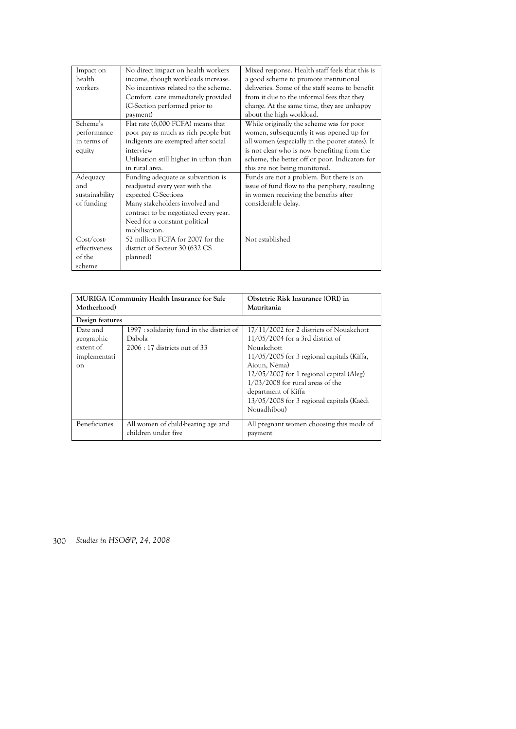| Impact on health workers | No direct impact on health workers income, though workloads increase. No incentives related to the scheme. Comfort: care immediately provided (C-Section performed prior to payment) | Mixed response. Health staff feels that this is a good scheme to promote institutional deliveries. Some of the staff seems to benefit from it due to the informal fees that they charge. At the same time, they are unhappy about the high workload. |
|---|---|---|
| Scheme's performance in terms of equity | Flat rate (6,000 FCFA) means that poor pay as much as rich people but indigents are exempted after social interview<br>Utilisation still higher in urban than in rural area. | While originally the scheme was for poor women, subsequently it was opened up for all women (especially in the poorer states). It is not clear who is now benefiting from the scheme, the better off or poor. Indicators for this are not being monitored. |
| Adequacy and sustainability of funding | Funding adequate as subvention is readjusted every year with the expected C-Sections<br>Many stakeholders involved and contract to be negotiated every year. Need for a constant political mobilisation. | Funds are not a problem. But there is an issue of fund flow to the periphery, resulting in women receiving the benefits after considerable delay. |
| Cost/cost-effectiveness of the scheme | 52 million FCFA for 2007 for the district of Secteur 30 (632 CS planned) | Not established |

| **MURIGA (Community Health Insurance for Safe Motherhood)** | | **Obstetric Risk Insurance (ORI) in Mauritania** |
|---|---|---|
| **Design features** | | |
| Date and geographic extent of implementation | 1997 : solidarity fund in the district of Dabola<br>2006 : 17 districts out of 33 | 17/11/2002 for 2 districts of Nouakchott<br>11/05/2004 for a 3rd district of Nouakchott<br>11/05/2005 for 3 regional capitals (Kiffa, Aioun, Néma)<br>12/05/2007 for 1 regional capital (Aleg)<br>1/03/2008 for rural areas of the department of Kiffa<br>13/05/2008 for 3 regional capitals (Kaédi Nouadhibou) |
| Beneficiaries | All women of child-bearing age and children under five | All pregnant women choosing this mode of payment |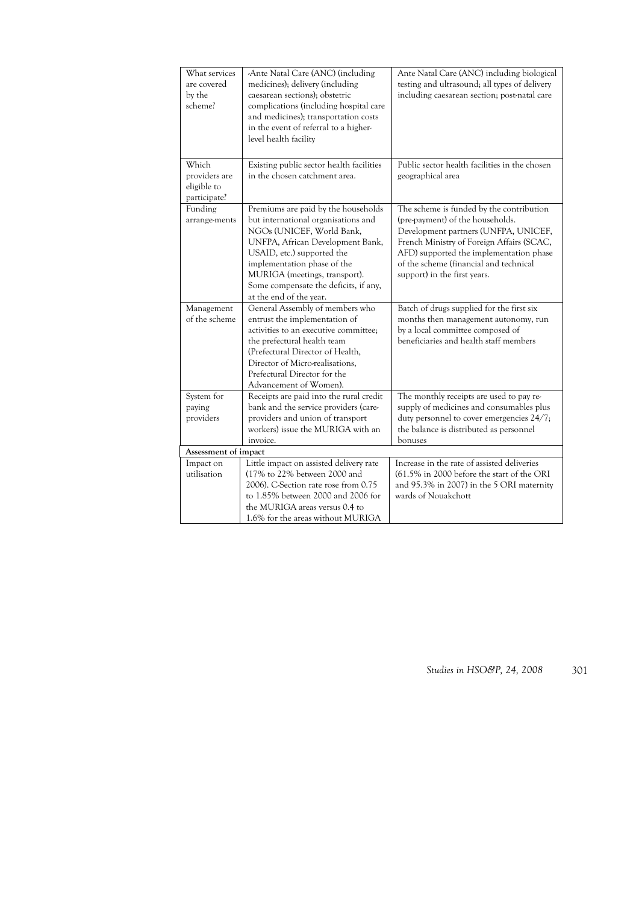| | | |
|---|---|---|
| What services are covered by the scheme? | -Ante Natal Care (ANC) (including medicines); delivery (including caesarean sections); obstetric complications (including hospital care and medicines); transportation costs in the event of referral to a higher-level health facility | Ante Natal Care (ANC) including biological testing and ultrasound; all types of delivery including caesarean section; post-natal care |
| Which providers are eligible to participate? | Existing public sector health facilities in the chosen catchment area. | Public sector health facilities in the chosen geographical area |
| Funding arrange-ments | Premiums are paid by the households but international organisations and NGOs (UNICEF, World Bank, UNFPA, African Development Bank, USAID, etc.) supported the implementation phase of the MURIGA (meetings, transport). Some compensate the deficits, if any, at the end of the year. | The scheme is funded by the contribution (pre-payment) of the households. Development partners (UNFPA, UNICEF, French Ministry of Foreign Affairs (SCAC, AFD) supported the implementation phase of the scheme (financial and technical support) in the first years. |
| Management of the scheme | General Assembly of members who entrust the implementation of activities to an executive committee; the prefectural health team (Prefectural Director of Health, Director of Micro-realisations, Prefectural Director for the Advancement of Women). | Batch of drugs supplied for the first six months then management autonomy, run by a local committee composed of beneficiaries and health staff members |
| System for paying providers | Receipts are paid into the rural credit bank and the service providers (care-providers and union of transport workers) issue the MURIGA with an invoice. | The monthly receipts are used to pay re-supply of medicines and consumables plus duty personnel to cover emergencies 24/7; the balance is distributed as personnel bonuses |
| **Assessment of impact** | | |
| Impact on utilisation | Little impact on assisted delivery rate (17% to 22% between 2000 and 2006). C-Section rate rose from 0.75 to 1.85% between 2000 and 2006 for the MURIGA areas versus 0.4 to 1.6% for the areas without MURIGA | Increase in the rate of assisted deliveries (61.5% in 2000 before the start of the ORI and 95.3% in 2007) in the 5 ORI maternity wards of Nouakchott |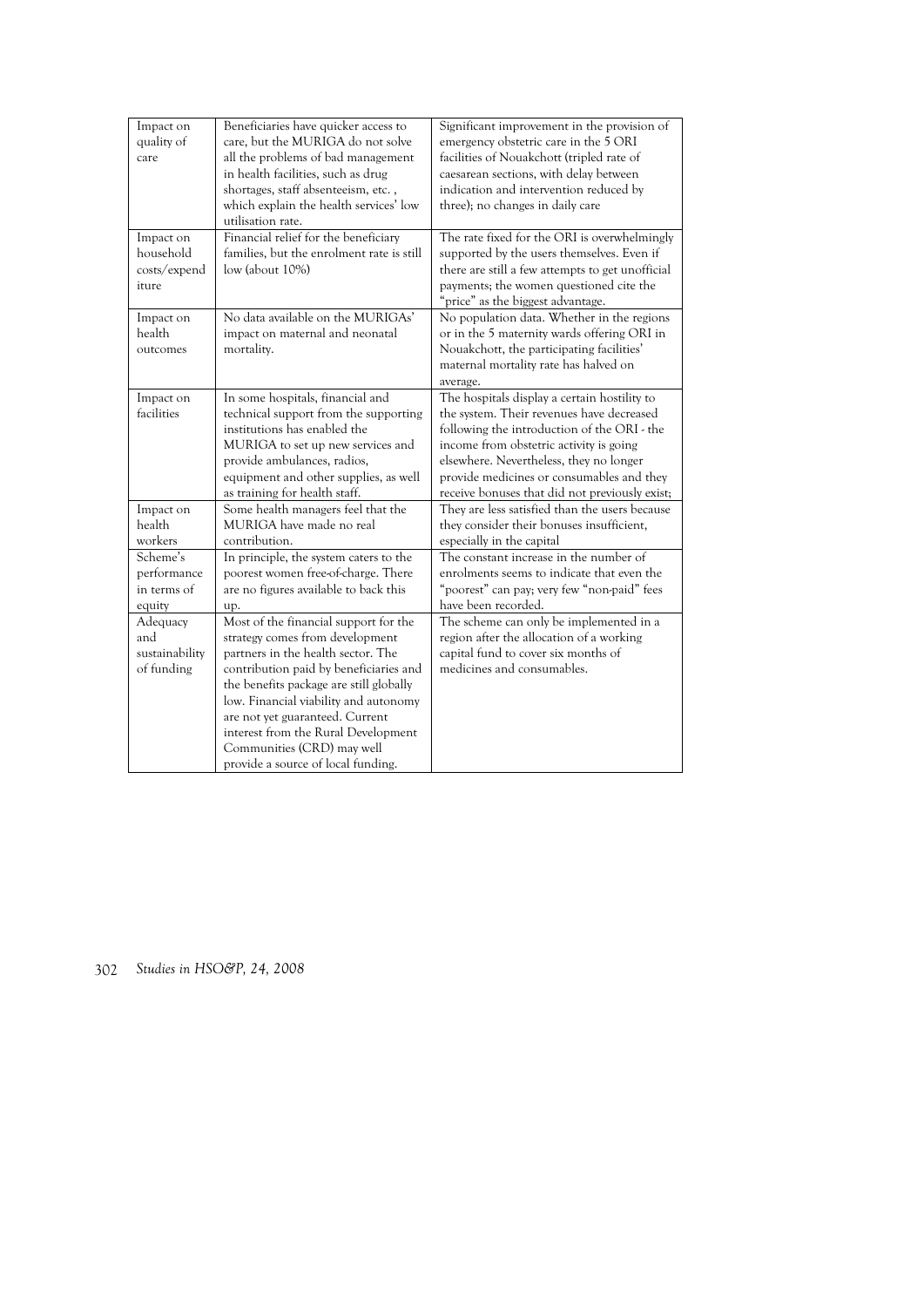| | | |
|---|---|---|
| Impact on quality of care | Beneficiaries have quicker access to care, but the MURIGA do not solve all the problems of bad management in health facilities, such as drug shortages, staff absenteeism, etc. , which explain the health services' low utilisation rate. | Significant improvement in the provision of emergency obstetric care in the 5 ORI facilities of Nouakchott (tripled rate of caesarean sections, with delay between indication and intervention reduced by three); no changes in daily care |
| Impact on household costs/expenditure | Financial relief for the beneficiary families, but the enrolment rate is still low (about 10%) | The rate fixed for the ORI is overwhelmingly supported by the users themselves. Even if there are still a few attempts to get unofficial payments; the women questioned cite the "price" as the biggest advantage. |
| Impact on health outcomes | No data available on the MURIGAs' impact on maternal and neonatal mortality. | No population data. Whether in the regions or in the 5 maternity wards offering ORI in Nouakchott, the participating facilities' maternal mortality rate has halved on average. |
| Impact on facilities | In some hospitals, financial and technical support from the supporting institutions has enabled the MURIGA to set up new services and provide ambulances, radios, equipment and other supplies, as well as training for health staff. | The hospitals display a certain hostility to the system. Their revenues have decreased following the introduction of the ORI - the income from obstetric activity is going elsewhere. Nevertheless, they no longer provide medicines or consumables and they receive bonuses that did not previously exist; |
| Impact on health workers | Some health managers feel that the MURIGA have made no real contribution. | They are less satisfied than the users because they consider their bonuses insufficient, especially in the capital |
| Scheme's performance in terms of equity | In principle, the system caters to the poorest women free-of-charge. There are no figures available to back this up. | The constant increase in the number of enrolments seems to indicate that even the "poorest" can pay; very few "non-paid" fees have been recorded. |
| Adequacy and sustainability of funding | Most of the financial support for the strategy comes from development partners in the health sector. The contribution paid by beneficiaries and the benefits package are still globally low. Financial viability and autonomy are not yet guaranteed. Current interest from the Rural Development Communities (CRD) may well provide a source of local funding. | The scheme can only be implemented in a region after the allocation of a working capital fund to cover six months of medicines and consumables. |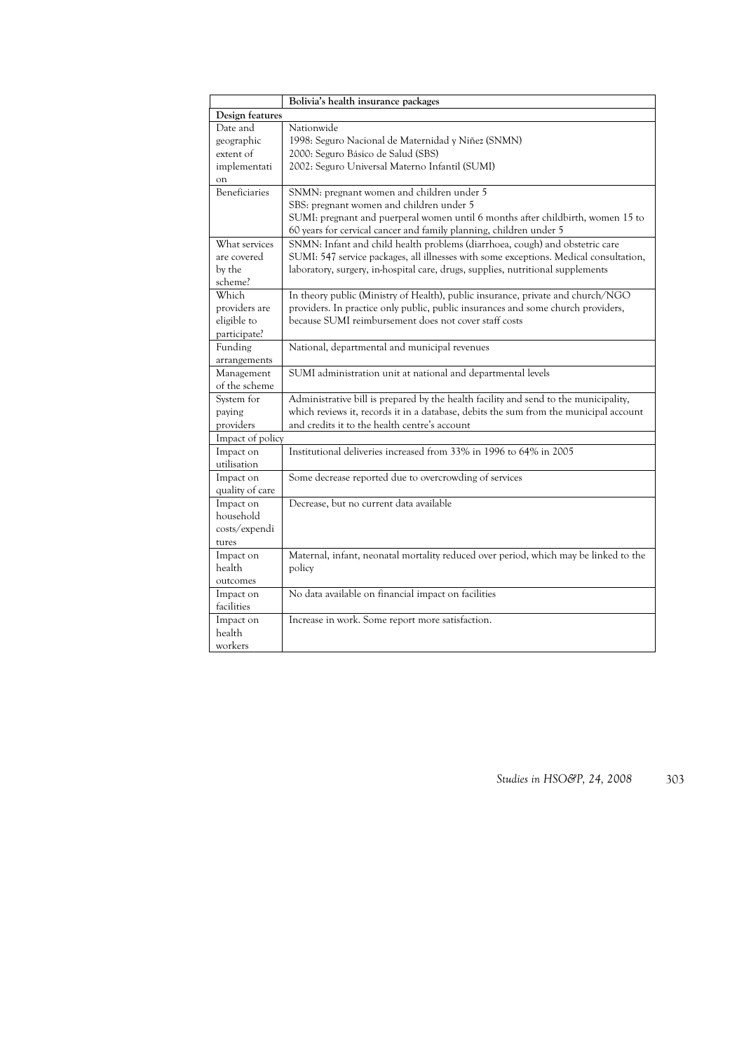| | Bolivia's health insurance packages |
|---|---|
| **Design features** | |
| Date and geographic extent of implementation | Nationwide<br>1998: Seguro Nacional de Maternidad y Niñez (SNMN)<br>2000: Seguro Básico de Salud (SBS)<br>2002: Seguro Universal Materno Infantil (SUMI) |
| Beneficiaries | SNMN: pregnant women and children under 5<br>SBS: pregnant women and children under 5<br>SUMI: pregnant and puerperal women until 6 months after childbirth, women 15 to 60 years for cervical cancer and family planning, children under 5 |
| What services are covered by the scheme? | SNMN: Infant and child health problems (diarrhoea, cough) and obstetric care<br>SUMI: 547 service packages, all illnesses with some exceptions. Medical consultation, laboratory, surgery, in-hospital care, drugs, supplies, nutritional supplements |
| Which providers are eligible to participate? | In theory public (Ministry of Health), public insurance, private and church/NGO providers. In practice only public, public insurances and some church providers, because SUMI reimbursement does not cover staff costs |
| Funding arrangements | National, departmental and municipal revenues |
| Management of the scheme | SUMI administration unit at national and departmental levels |
| System for paying providers | Administrative bill is prepared by the health facility and send to the municipality, which reviews it, records it in a database, debits the sum from the municipal account and credits it to the health centre's account |
| Impact of policy | |
| Impact on utilisation | Institutional deliveries increased from 33% in 1996 to 64% in 2005 |
| Impact on quality of care | Some decrease reported due to overcrowding of services |
| Impact on household costs/expenditures | Decrease, but no current data available |
| Impact on health outcomes | Maternal, infant, neonatal mortality reduced over period, which may be linked to the policy |
| Impact on facilities | No data available on financial impact on facilities |
| Impact on health workers | Increase in work. Some report more satisfaction. |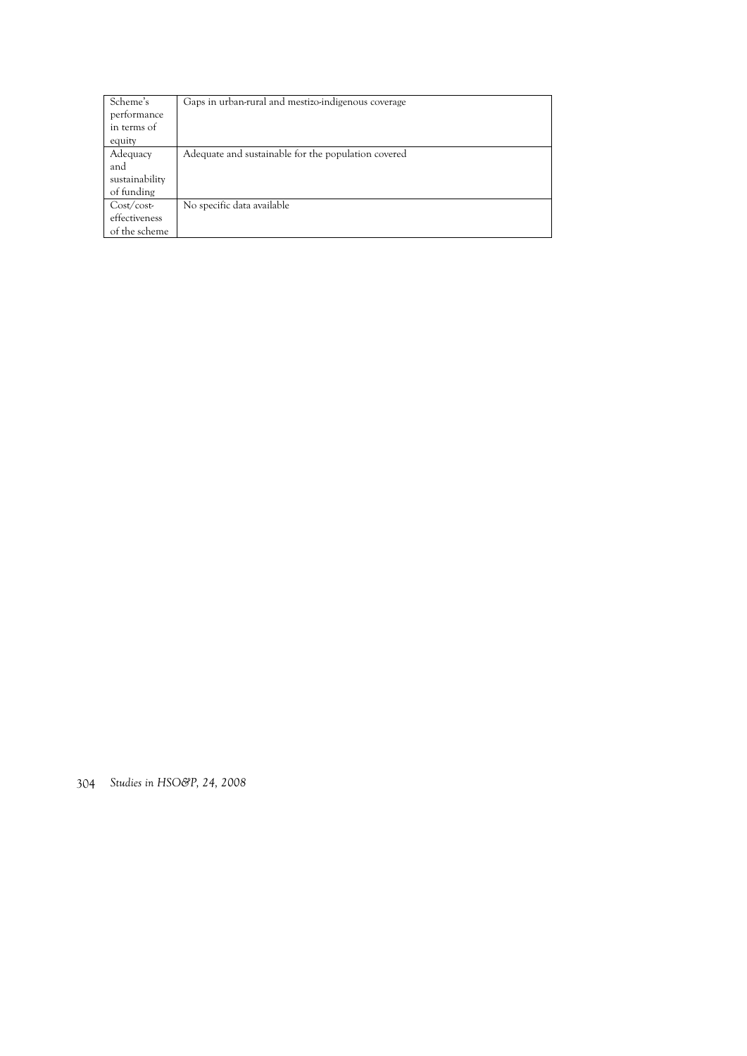| | |
|---|---|
| Scheme's performance in terms of equity | Gaps in urban-rural and mestizo-indigenous coverage |
| Adequacy and sustainability of funding | Adequate and sustainable for the population covered |
| Cost/cost-effectiveness of the scheme | No specific data available |